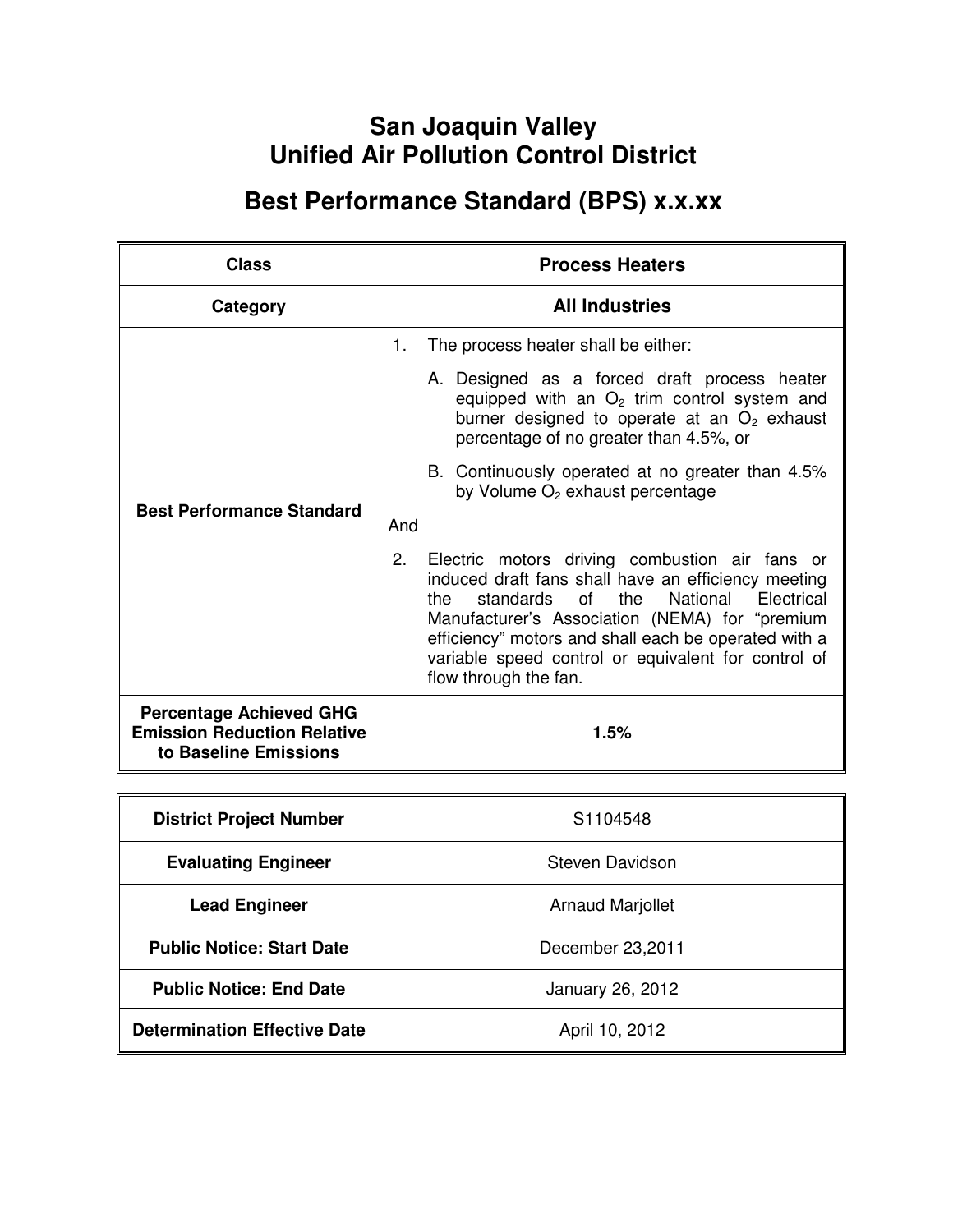# San Joaquin Valley Unified Air Pollution Control District

## Best Performance Standard (BPS) x.x.xx

| Class | Process Heaters |
|---|---|
| Category | All Industries |
| Best Performance Standard | 1. The process heater shall be either:<br>A. Designed as a forced draft process heater equipped with an $O_2$ trim control system and burner designed to operate at an $O_2$ exhaust percentage of no greater than 4.5%, or<br>B. Continuously operated at no greater than 4.5% by Volume $O_2$ exhaust percentage<br>And<br>2. Electric motors driving combustion air fans or induced draft fans shall have an efficiency meeting the standards of the National Electrical Manufacturer's Association (NEMA) for "premium efficiency" motors and shall each be operated with a variable speed control or equivalent for control of flow through the fan. |
| Percentage Achieved GHG Emission Reduction Relative to Baseline Emissions | 1.5% |

| District Project Number | S1104548 |
|---|---|
| Evaluating Engineer | Steven Davidson |
| Lead Engineer | Arnaud Marjollet |
| Public Notice: Start Date | December 23,2011 |
| Public Notice: End Date | January 26, 2012 |
| Determination Effective Date | April 10, 2012 |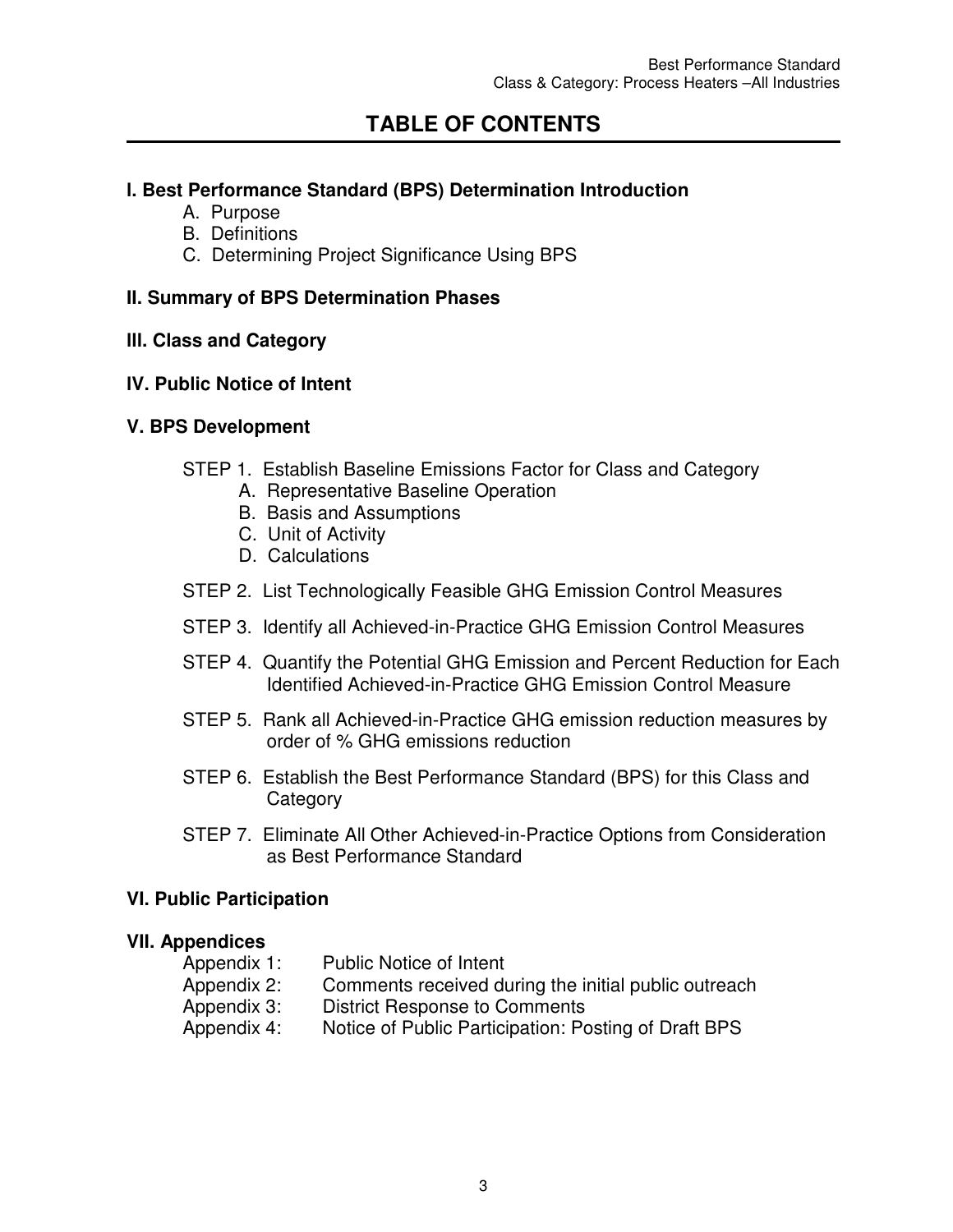# TABLE OF CONTENTS

**I. Best Performance Standard (BPS) Determination Introduction**

- A. Purpose
- B. Definitions
- C. Determining Project Significance Using BPS

**II. Summary of BPS Determination Phases**

**III. Class and Category**

**IV. Public Notice of Intent**

**V. BPS Development**

STEP 1. Establish Baseline Emissions Factor for Class and Category

- A. Representative Baseline Operation
- B. Basis and Assumptions
- C. Unit of Activity
- D. Calculations

STEP 2. List Technologically Feasible GHG Emission Control Measures

STEP 3. Identify all Achieved-in-Practice GHG Emission Control Measures

STEP 4. Quantify the Potential GHG Emission and Percent Reduction for Each Identified Achieved-in-Practice GHG Emission Control Measure

STEP 5. Rank all Achieved-in-Practice GHG emission reduction measures by order of % GHG emissions reduction

STEP 6. Establish the Best Performance Standard (BPS) for this Class and Category

STEP 7. Eliminate All Other Achieved-in-Practice Options from Consideration as Best Performance Standard

**VI. Public Participation**

**VII. Appendices**

- Appendix 1: Public Notice of Intent
- Appendix 2: Comments received during the initial public outreach
- Appendix 3: District Response to Comments
- Appendix 4: Notice of Public Participation: Posting of Draft BPS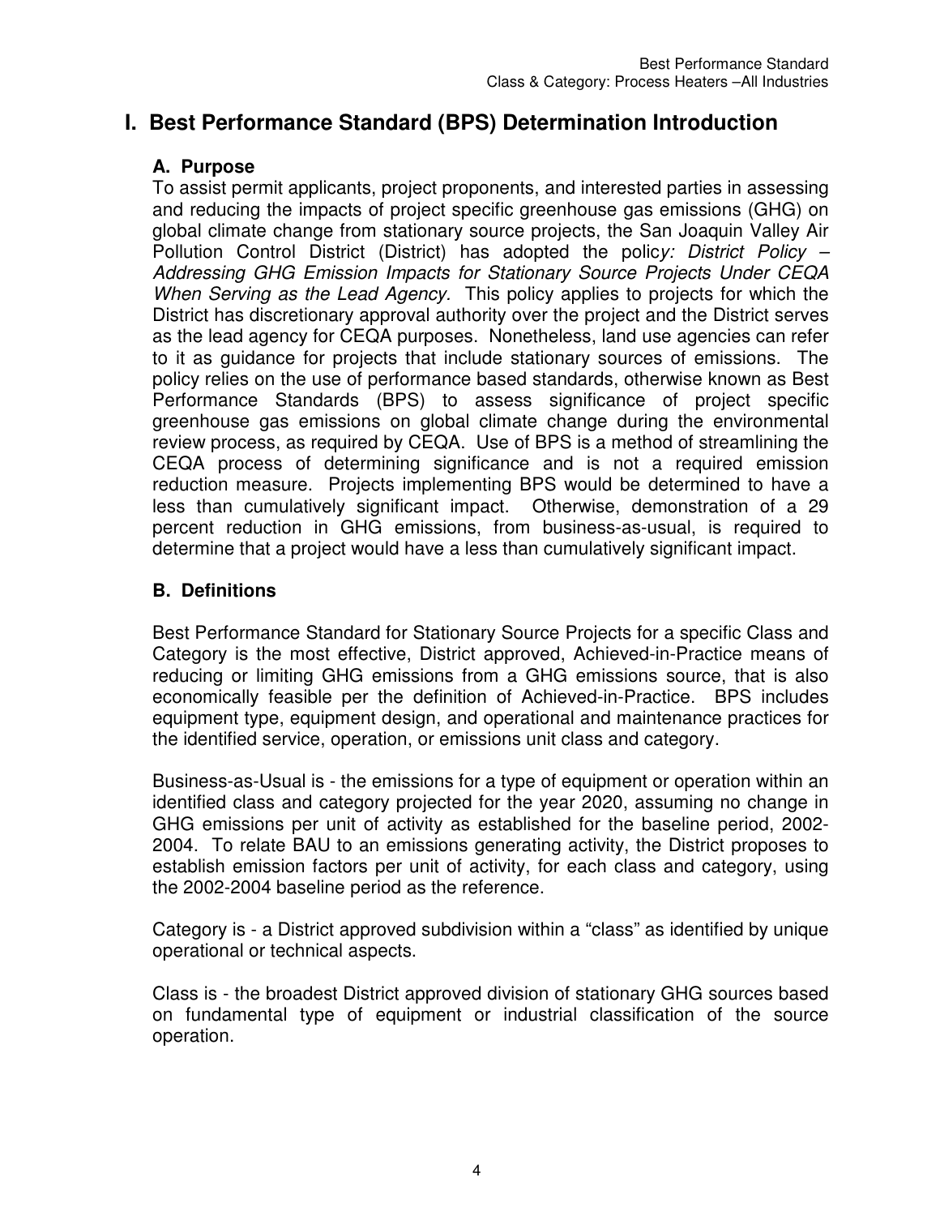# I. Best Performance Standard (BPS) Determination Introduction

## A. Purpose

To assist permit applicants, project proponents, and interested parties in assessing and reducing the impacts of project specific greenhouse gas emissions (GHG) on global climate change from stationary source projects, the San Joaquin Valley Air Pollution Control District (District) has adopted the polic*y: District Policy – Addressing GHG Emission Impacts for Stationary Source Projects Under CEQA When Serving as the Lead Agency.* This policy applies to projects for which the District has discretionary approval authority over the project and the District serves as the lead agency for CEQA purposes. Nonetheless, land use agencies can refer to it as guidance for projects that include stationary sources of emissions. The policy relies on the use of performance based standards, otherwise known as Best Performance Standards (BPS) to assess significance of project specific greenhouse gas emissions on global climate change during the environmental review process, as required by CEQA. Use of BPS is a method of streamlining the CEQA process of determining significance and is not a required emission reduction measure. Projects implementing BPS would be determined to have a less than cumulatively significant impact. Otherwise, demonstration of a 29 percent reduction in GHG emissions, from business-as-usual, is required to determine that a project would have a less than cumulatively significant impact.

## B. Definitions

Best Performance Standard for Stationary Source Projects for a specific Class and Category is the most effective, District approved, Achieved-in-Practice means of reducing or limiting GHG emissions from a GHG emissions source, that is also economically feasible per the definition of Achieved-in-Practice. BPS includes equipment type, equipment design, and operational and maintenance practices for the identified service, operation, or emissions unit class and category.

Business-as-Usual is - the emissions for a type of equipment or operation within an identified class and category projected for the year 2020, assuming no change in GHG emissions per unit of activity as established for the baseline period, 2002-2004. To relate BAU to an emissions generating activity, the District proposes to establish emission factors per unit of activity, for each class and category, using the 2002-2004 baseline period as the reference.

Category is - a District approved subdivision within a "class" as identified by unique operational or technical aspects.

Class is - the broadest District approved division of stationary GHG sources based on fundamental type of equipment or industrial classification of the source operation.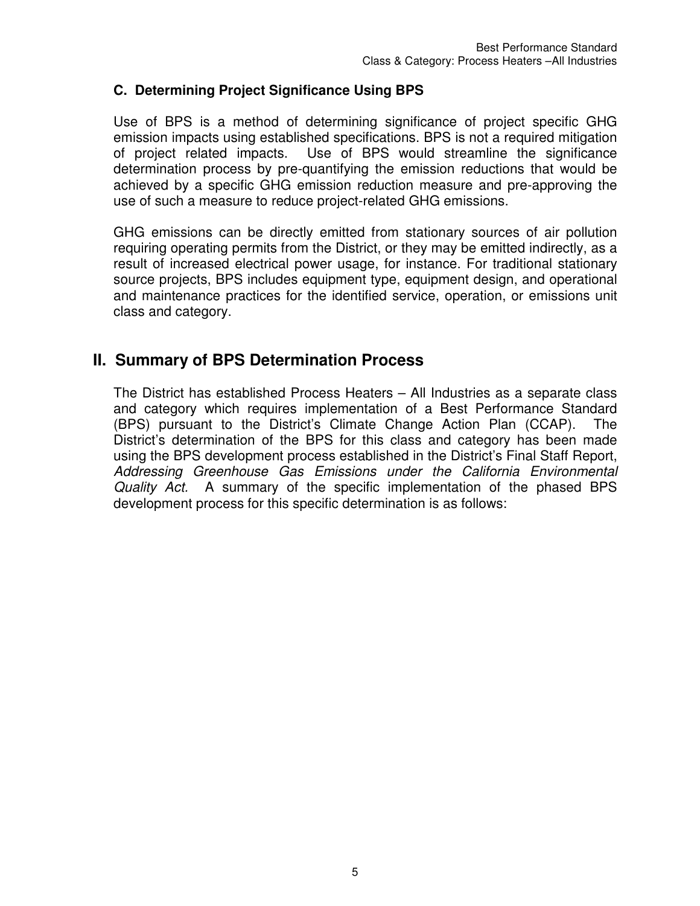### C. Determining Project Significance Using BPS

Use of BPS is a method of determining significance of project specific GHG emission impacts using established specifications. BPS is not a required mitigation of project related impacts. Use of BPS would streamline the significance determination process by pre-quantifying the emission reductions that would be achieved by a specific GHG emission reduction measure and pre-approving the use of such a measure to reduce project-related GHG emissions.

GHG emissions can be directly emitted from stationary sources of air pollution requiring operating permits from the District, or they may be emitted indirectly, as a result of increased electrical power usage, for instance. For traditional stationary source projects, BPS includes equipment type, equipment design, and operational and maintenance practices for the identified service, operation, or emissions unit class and category.

## II. Summary of BPS Determination Process

The District has established Process Heaters – All Industries as a separate class and category which requires implementation of a Best Performance Standard (BPS) pursuant to the District's Climate Change Action Plan (CCAP). The District's determination of the BPS for this class and category has been made using the BPS development process established in the District's Final Staff Report, *Addressing Greenhouse Gas Emissions under the California Environmental Quality Act.* A summary of the specific implementation of the phased BPS development process for this specific determination is as follows: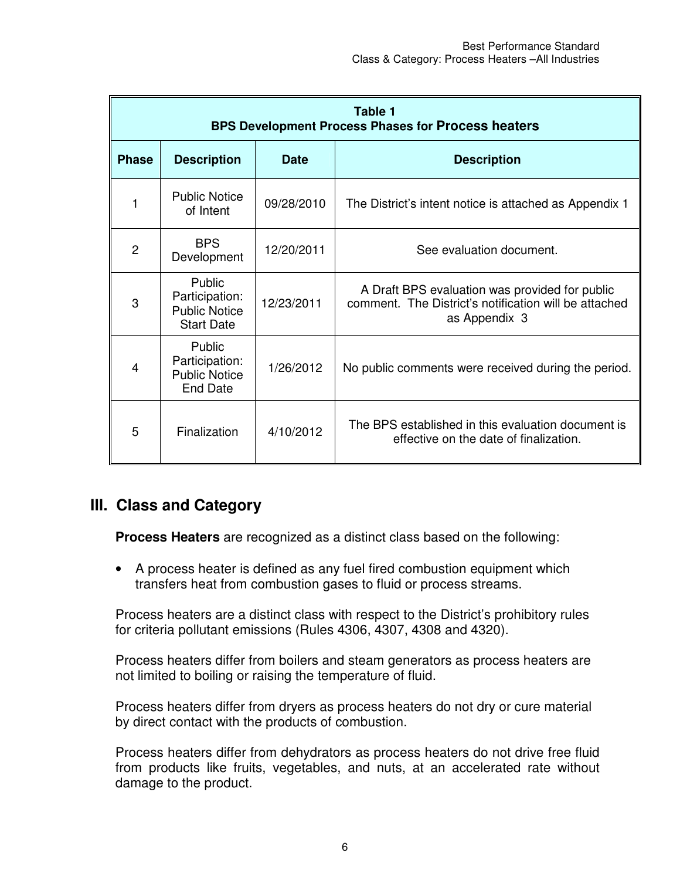| Table 1<br>BPS Development Process Phases for Process heaters | | | |
|---|---|---|---|
| **Phase** | **Description** | **Date** | **Description** |
| 1 | Public Notice of Intent | 09/28/2010 | The District's intent notice is attached as Appendix 1 |
| 2 | BPS Development | 12/20/2011 | See evaluation document. |
| 3 | Public Participation: Public Notice Start Date | 12/23/2011 | A Draft BPS evaluation was provided for public comment. The District's notification will be attached as Appendix 3 |
| 4 | Public Participation: Public Notice End Date | 1/26/2012 | No public comments were received during the period. |
| 5 | Finalization | 4/10/2012 | The BPS established in this evaluation document is effective on the date of finalization. |

## III. Class and Category

**Process Heaters** are recognized as a distinct class based on the following:

- A process heater is defined as any fuel fired combustion equipment which transfers heat from combustion gases to fluid or process streams.

Process heaters are a distinct class with respect to the District's prohibitory rules for criteria pollutant emissions (Rules 4306, 4307, 4308 and 4320).

Process heaters differ from boilers and steam generators as process heaters are not limited to boiling or raising the temperature of fluid.

Process heaters differ from dryers as process heaters do not dry or cure material by direct contact with the products of combustion.

Process heaters differ from dehydrators as process heaters do not drive free fluid from products like fruits, vegetables, and nuts, at an accelerated rate without damage to the product.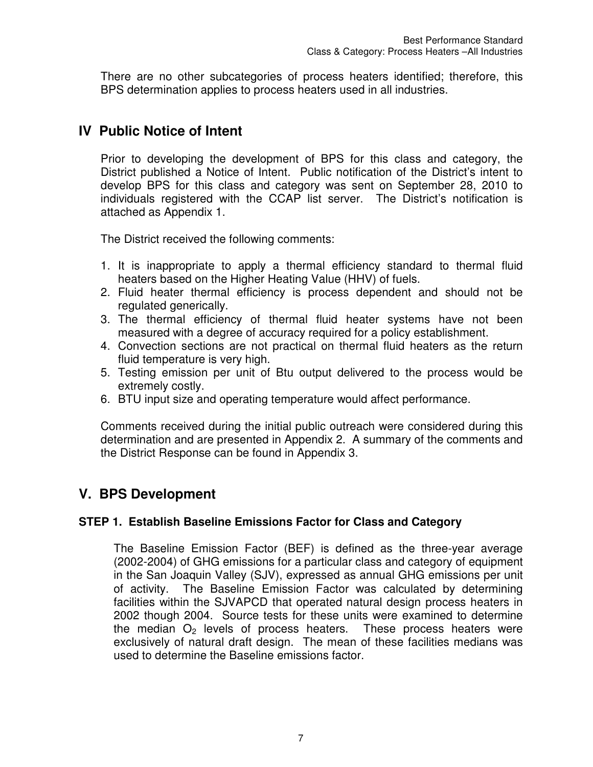There are no other subcategories of process heaters identified; therefore, this BPS determination applies to process heaters used in all industries.

## IV Public Notice of Intent

Prior to developing the development of BPS for this class and category, the District published a Notice of Intent. Public notification of the District's intent to develop BPS for this class and category was sent on September 28, 2010 to individuals registered with the CCAP list server. The District's notification is attached as Appendix 1.

The District received the following comments:

1. It is inappropriate to apply a thermal efficiency standard to thermal fluid heaters based on the Higher Heating Value (HHV) of fuels.
2. Fluid heater thermal efficiency is process dependent and should not be regulated generically.
3. The thermal efficiency of thermal fluid heater systems have not been measured with a degree of accuracy required for a policy establishment.
4. Convection sections are not practical on thermal fluid heaters as the return fluid temperature is very high.
5. Testing emission per unit of Btu output delivered to the process would be extremely costly.
6. BTU input size and operating temperature would affect performance.

Comments received during the initial public outreach were considered during this determination and are presented in Appendix 2. A summary of the comments and the District Response can be found in Appendix 3.

## V. BPS Development

### STEP 1. Establish Baseline Emissions Factor for Class and Category

The Baseline Emission Factor (BEF) is defined as the three-year average (2002-2004) of GHG emissions for a particular class and category of equipment in the San Joaquin Valley (SJV), expressed as annual GHG emissions per unit of activity. The Baseline Emission Factor was calculated by determining facilities within the SJVAPCD that operated natural design process heaters in 2002 though 2004. Source tests for these units were examined to determine the median $O_2$ levels of process heaters. These process heaters were exclusively of natural draft design. The mean of these facilities medians was used to determine the Baseline emissions factor.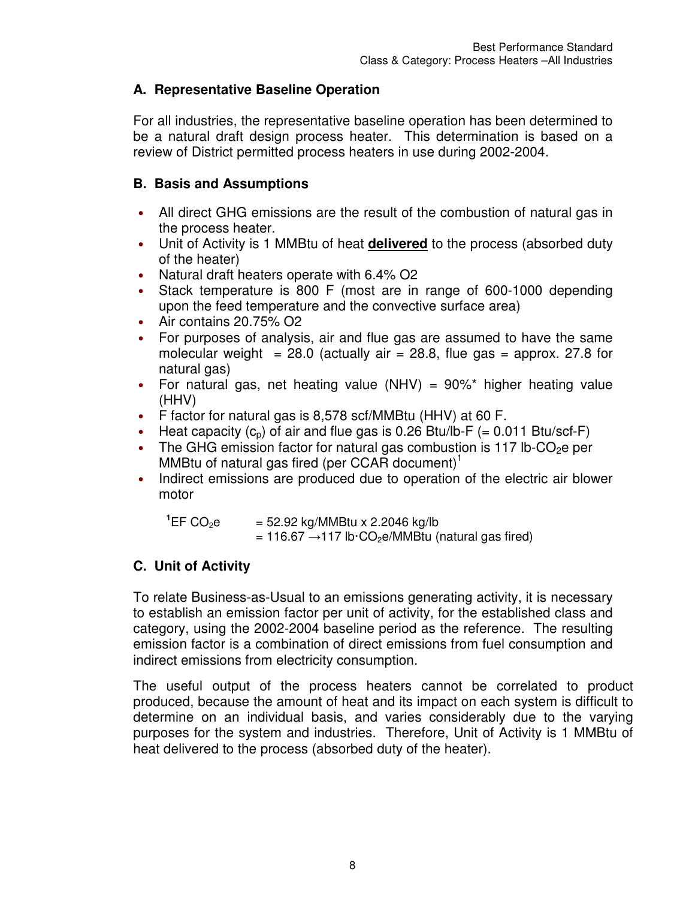## A. Representative Baseline Operation

For all industries, the representative baseline operation has been determined to be a natural draft design process heater. This determination is based on a review of District permitted process heaters in use during 2002-2004.

## B. Basis and Assumptions

- All direct GHG emissions are the result of the combustion of natural gas in the process heater.
- Unit of Activity is 1 MMBtu of heat **delivered** to the process (absorbed duty of the heater)
- Natural draft heaters operate with 6.4% O2
- Stack temperature is 800 F (most are in range of 600-1000 depending upon the feed temperature and the convective surface area)
- Air contains 20.75% O2
- For purposes of analysis, air and flue gas are assumed to have the same molecular weight = 28.0 (actually air = 28.8, flue gas = approx. 27.8 for natural gas)
- For natural gas, net heating value (NHV) = 90%* higher heating value (HHV)
- F factor for natural gas is 8,578 scf/MMBtu (HHV) at 60 F.
- Heat capacity ($c_p$) of air and flue gas is 0.26 Btu/lb-F (= 0.011 Btu/scf-F)
- The GHG emission factor for natural gas combustion is 117 lb-$CO_2$e per MMBtu of natural gas fired (per CCAR document)[1]
- Indirect emissions are produced due to operation of the electric air blower motor

[1]EF $CO_2$e = 52.92 kg/MMBtu x 2.2046 kg/lb
= 116.67 →117 lb·$CO_2$e/MMBtu (natural gas fired)

## C. Unit of Activity

To relate Business-as-Usual to an emissions generating activity, it is necessary to establish an emission factor per unit of activity, for the established class and category, using the 2002-2004 baseline period as the reference. The resulting emission factor is a combination of direct emissions from fuel consumption and indirect emissions from electricity consumption.

The useful output of the process heaters cannot be correlated to product produced, because the amount of heat and its impact on each system is difficult to determine on an individual basis, and varies considerably due to the varying purposes for the system and industries. Therefore, Unit of Activity is 1 MMBtu of heat delivered to the process (absorbed duty of the heater).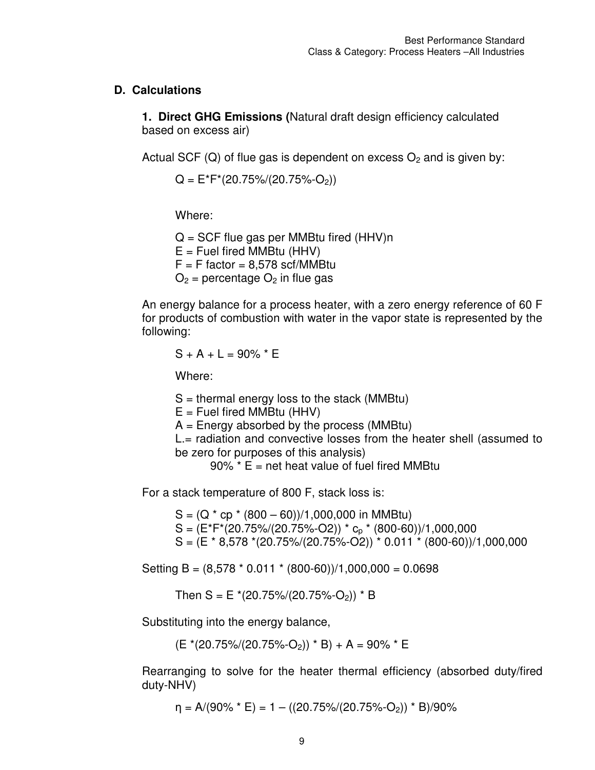## D. Calculations

**1. Direct GHG Emissions (**Natural draft design efficiency calculated based on excess air)

Actual SCF (Q) of flue gas is dependent on excess $O_2$ and is given by:

$$Q = E*F*(20.75\%/(20.75\%-O_2))$$

Where:

Q = SCF flue gas per MMBtu fired (HHV)n
E = Fuel fired MMBtu (HHV)
F = F factor = 8,578 scf/MMBtu
$O_2$ = percentage $O_2$ in flue gas

An energy balance for a process heater, with a zero energy reference of 60 F for products of combustion with water in the vapor state is represented by the following:

$$S + A + L = 90\% * E$$

Where:

S = thermal energy loss to the stack (MMBtu)
E = Fuel fired MMBtu (HHV)
A = Energy absorbed by the process (MMBtu)
L.= radiation and convective losses from the heater shell (assumed to be zero for purposes of this analysis)
90% * E = net heat value of fuel fired MMBtu

For a stack temperature of 800 F, stack loss is:

$$S = (Q * cp * (800 - 60))/1{,}000{,}000 \text{ in MMBtu})$$
$$S = (E*F*(20.75\%/(20.75\%-O2)) * c_p * (800-60))/1{,}000{,}000$$
$$S = (E * 8{,}578 *(20.75\%/(20.75\%-O2)) * 0.011 * (800-60))/1{,}000{,}000$$

Setting $B = (8{,}578 * 0.011 * (800-60))/1{,}000{,}000 = 0.0698$

Then $S = E *(20.75\%/(20.75\%-O_2)) * B$

Substituting into the energy balance,

$$(E *(20.75\%/(20.75\%-O_2)) * B) + A = 90\% * E$$

Rearranging to solve for the heater thermal efficiency (absorbed duty/fired duty-NHV)

$$\eta = A/(90\% * E) = 1 - ((20.75\%/(20.75\%-O_2)) * B)/90\%$$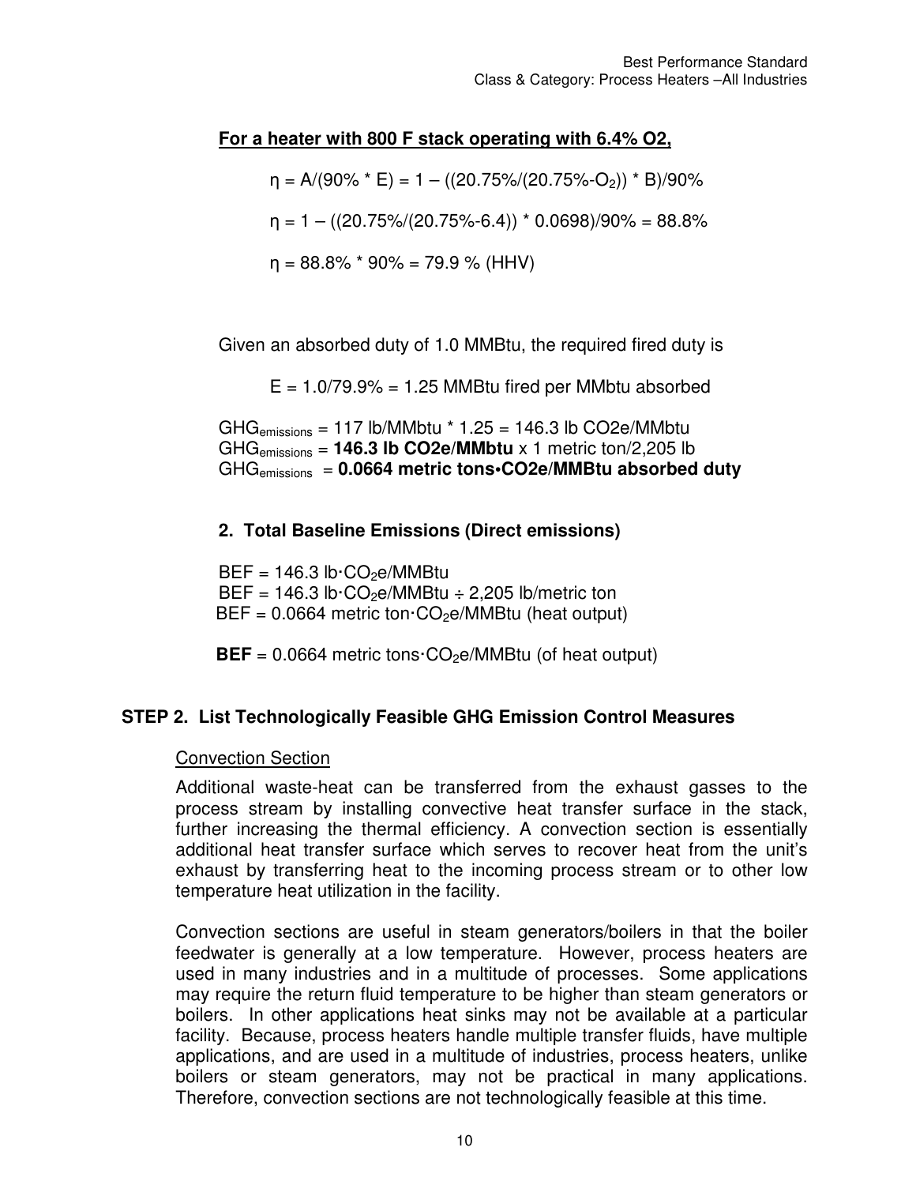**For a heater with 800 F stack operating with 6.4% O2,**

$$\eta = A/(90\% * E) = 1 - ((20.75\%/(20.75\%-O_2)) * B)/90\%$$

$$\eta = 1 - ((20.75\%/(20.75\%-6.4)) * 0.0698)/90\% = 88.8\%$$

$$\eta = 88.8\% * 90\% = 79.9\ \% \text{ (HHV)}$$

Given an absorbed duty of 1.0 MMBtu, the required fired duty is

E = 1.0/79.9% = 1.25 MMBtu fired per MMbtu absorbed

$GHG_{emissions}$ = 117 lb/MMbtu * 1.25 = 146.3 lb CO2e/MMbtu
$GHG_{emissions}$ = **146.3 lb CO2e/MMbtu** x 1 metric ton/2,205 lb
$GHG_{emissions}$ = **0.0664 metric tons•CO2e/MMBtu absorbed duty**

**2. Total Baseline Emissions (Direct emissions)**

BEF = 146.3 lb·$CO_2$e/MMBtu
BEF = 146.3 lb·$CO_2$e/MMBtu ÷ 2,205 lb/metric ton
BEF = 0.0664 metric ton·$CO_2$e/MMBtu (heat output)

**BEF** = 0.0664 metric tons·$CO_2$e/MMBtu (of heat output)

## STEP 2. List Technologically Feasible GHG Emission Control Measures

Convection Section

Additional waste-heat can be transferred from the exhaust gasses to the process stream by installing convective heat transfer surface in the stack, further increasing the thermal efficiency. A convection section is essentially additional heat transfer surface which serves to recover heat from the unit's exhaust by transferring heat to the incoming process stream or to other low temperature heat utilization in the facility.

Convection sections are useful in steam generators/boilers in that the boiler feedwater is generally at a low temperature. However, process heaters are used in many industries and in a multitude of processes. Some applications may require the return fluid temperature to be higher than steam generators or boilers. In other applications heat sinks may not be available at a particular facility. Because, process heaters handle multiple transfer fluids, have multiple applications, and are used in a multitude of industries, process heaters, unlike boilers or steam generators, may not be practical in many applications. Therefore, convection sections are not technologically feasible at this time.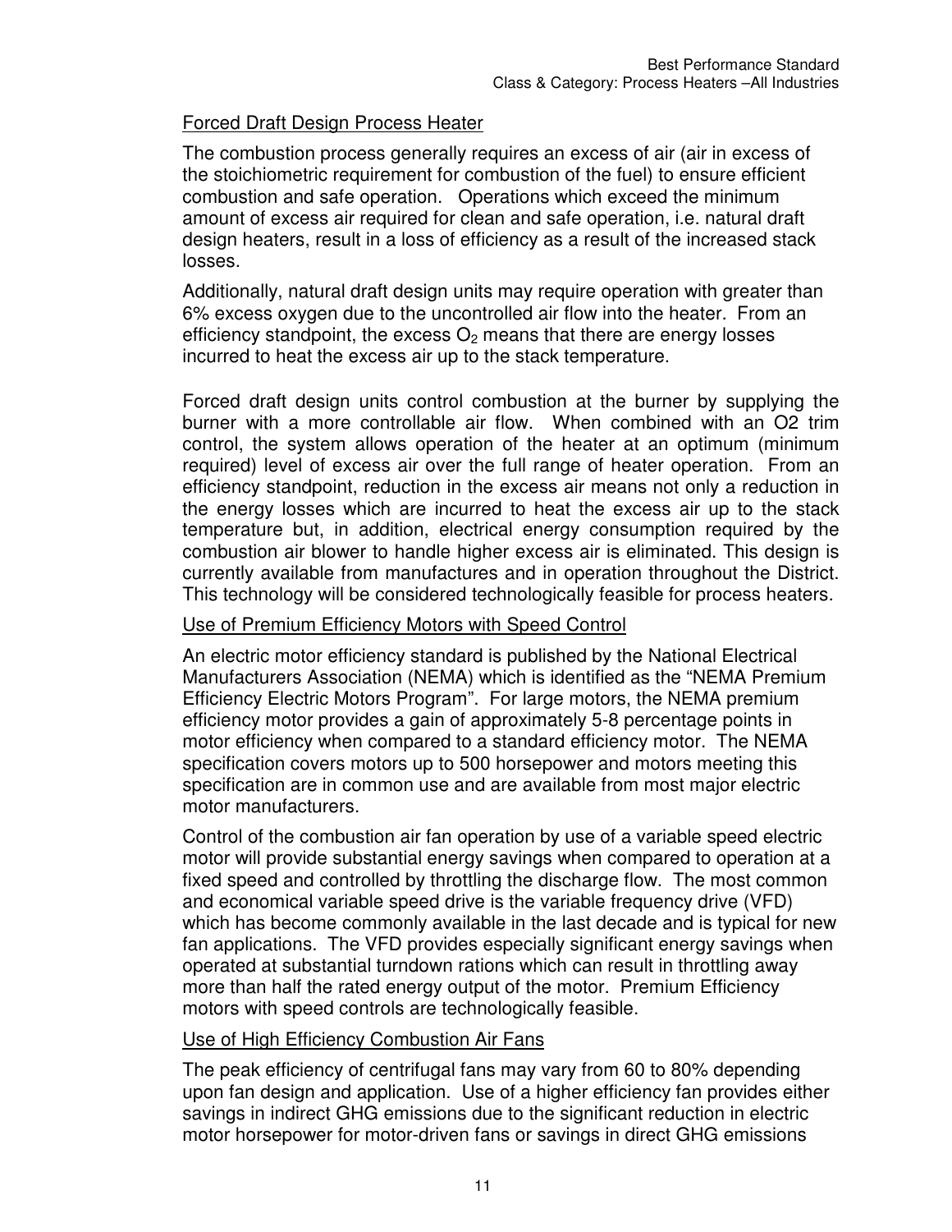Forced Draft Design Process Heater

The combustion process generally requires an excess of air (air in excess of the stoichiometric requirement for combustion of the fuel) to ensure efficient combustion and safe operation. Operations which exceed the minimum amount of excess air required for clean and safe operation, i.e. natural draft design heaters, result in a loss of efficiency as a result of the increased stack losses.

Additionally, natural draft design units may require operation with greater than 6% excess oxygen due to the uncontrolled air flow into the heater. From an efficiency standpoint, the excess $O_2$ means that there are energy losses incurred to heat the excess air up to the stack temperature.

Forced draft design units control combustion at the burner by supplying the burner with a more controllable air flow. When combined with an O2 trim control, the system allows operation of the heater at an optimum (minimum required) level of excess air over the full range of heater operation. From an efficiency standpoint, reduction in the excess air means not only a reduction in the energy losses which are incurred to heat the excess air up to the stack temperature but, in addition, electrical energy consumption required by the combustion air blower to handle higher excess air is eliminated. This design is currently available from manufactures and in operation throughout the District. This technology will be considered technologically feasible for process heaters.

Use of Premium Efficiency Motors with Speed Control

An electric motor efficiency standard is published by the National Electrical Manufacturers Association (NEMA) which is identified as the "NEMA Premium Efficiency Electric Motors Program". For large motors, the NEMA premium efficiency motor provides a gain of approximately 5-8 percentage points in motor efficiency when compared to a standard efficiency motor. The NEMA specification covers motors up to 500 horsepower and motors meeting this specification are in common use and are available from most major electric motor manufacturers.

Control of the combustion air fan operation by use of a variable speed electric motor will provide substantial energy savings when compared to operation at a fixed speed and controlled by throttling the discharge flow. The most common and economical variable speed drive is the variable frequency drive (VFD) which has become commonly available in the last decade and is typical for new fan applications. The VFD provides especially significant energy savings when operated at substantial turndown rations which can result in throttling away more than half the rated energy output of the motor. Premium Efficiency motors with speed controls are technologically feasible.

Use of High Efficiency Combustion Air Fans

The peak efficiency of centrifugal fans may vary from 60 to 80% depending upon fan design and application. Use of a higher efficiency fan provides either savings in indirect GHG emissions due to the significant reduction in electric motor horsepower for motor-driven fans or savings in direct GHG emissions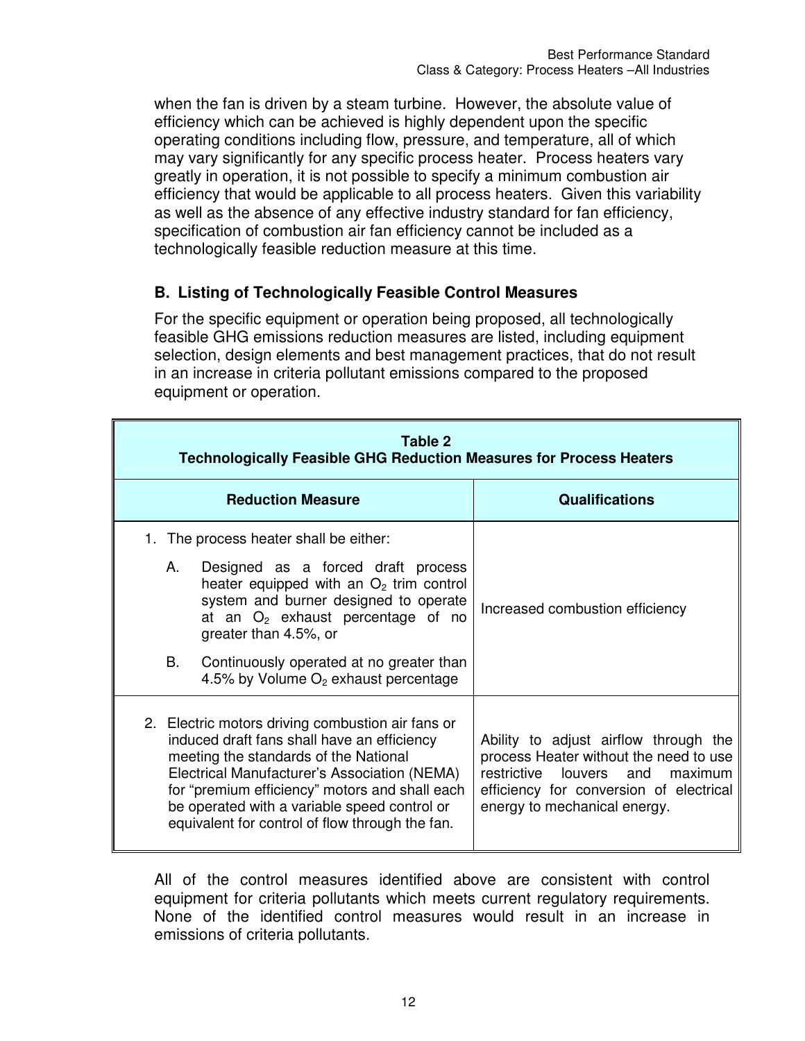when the fan is driven by a steam turbine. However, the absolute value of efficiency which can be achieved is highly dependent upon the specific operating conditions including flow, pressure, and temperature, all of which may vary significantly for any specific process heater. Process heaters vary greatly in operation, it is not possible to specify a minimum combustion air efficiency that would be applicable to all process heaters. Given this variability as well as the absence of any effective industry standard for fan efficiency, specification of combustion air fan efficiency cannot be included as a technologically feasible reduction measure at this time.

### B. Listing of Technologically Feasible Control Measures

For the specific equipment or operation being proposed, all technologically feasible GHG emissions reduction measures are listed, including equipment selection, design elements and best management practices, that do not result in an increase in criteria pollutant emissions compared to the proposed equipment or operation.

**Table 2**
**Technologically Feasible GHG Reduction Measures for Process Heaters**

| Reduction Measure | Qualifications |
|---|---|
| 1. The process heater shall be either:<br>A. Designed as a forced draft process heater equipped with an $O_2$ trim control system and burner designed to operate at an $O_2$ exhaust percentage of no greater than 4.5%, or<br>B. Continuously operated at no greater than 4.5% by Volume $O_2$ exhaust percentage | Increased combustion efficiency |
| 2. Electric motors driving combustion air fans or induced draft fans shall have an efficiency meeting the standards of the National Electrical Manufacturer's Association (NEMA) for "premium efficiency" motors and shall each be operated with a variable speed control or equivalent for control of flow through the fan. | Ability to adjust airflow through the process Heater without the need to use restrictive louvers and maximum efficiency for conversion of electrical energy to mechanical energy. |

All of the control measures identified above are consistent with control equipment for criteria pollutants which meets current regulatory requirements. None of the identified control measures would result in an increase in emissions of criteria pollutants.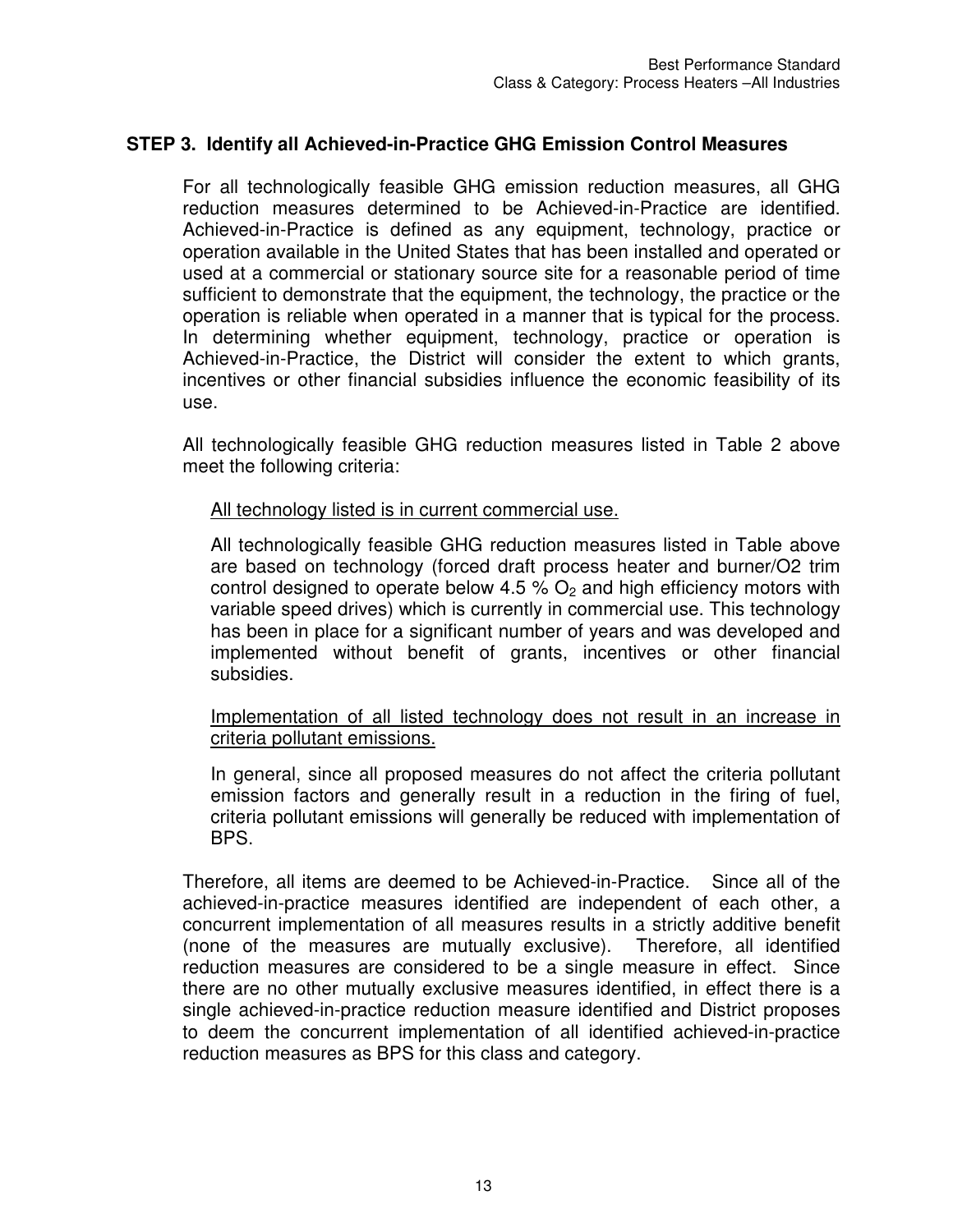### STEP 3. Identify all Achieved-in-Practice GHG Emission Control Measures

For all technologically feasible GHG emission reduction measures, all GHG reduction measures determined to be Achieved-in-Practice are identified. Achieved-in-Practice is defined as any equipment, technology, practice or operation available in the United States that has been installed and operated or used at a commercial or stationary source site for a reasonable period of time sufficient to demonstrate that the equipment, the technology, the practice or the operation is reliable when operated in a manner that is typical for the process. In determining whether equipment, technology, practice or operation is Achieved-in-Practice, the District will consider the extent to which grants, incentives or other financial subsidies influence the economic feasibility of its use.

All technologically feasible GHG reduction measures listed in Table 2 above meet the following criteria:

<u>All technology listed is in current commercial use.</u>

All technologically feasible GHG reduction measures listed in Table above are based on technology (forced draft process heater and burner/O2 trim control designed to operate below 4.5 % $O_2$ and high efficiency motors with variable speed drives) which is currently in commercial use. This technology has been in place for a significant number of years and was developed and implemented without benefit of grants, incentives or other financial subsidies.

<u>Implementation of all listed technology does not result in an increase in criteria pollutant emissions.</u>

In general, since all proposed measures do not affect the criteria pollutant emission factors and generally result in a reduction in the firing of fuel, criteria pollutant emissions will generally be reduced with implementation of BPS.

Therefore, all items are deemed to be Achieved-in-Practice. Since all of the achieved-in-practice measures identified are independent of each other, a concurrent implementation of all measures results in a strictly additive benefit (none of the measures are mutually exclusive). Therefore, all identified reduction measures are considered to be a single measure in effect. Since there are no other mutually exclusive measures identified, in effect there is a single achieved-in-practice reduction measure identified and District proposes to deem the concurrent implementation of all identified achieved-in-practice reduction measures as BPS for this class and category.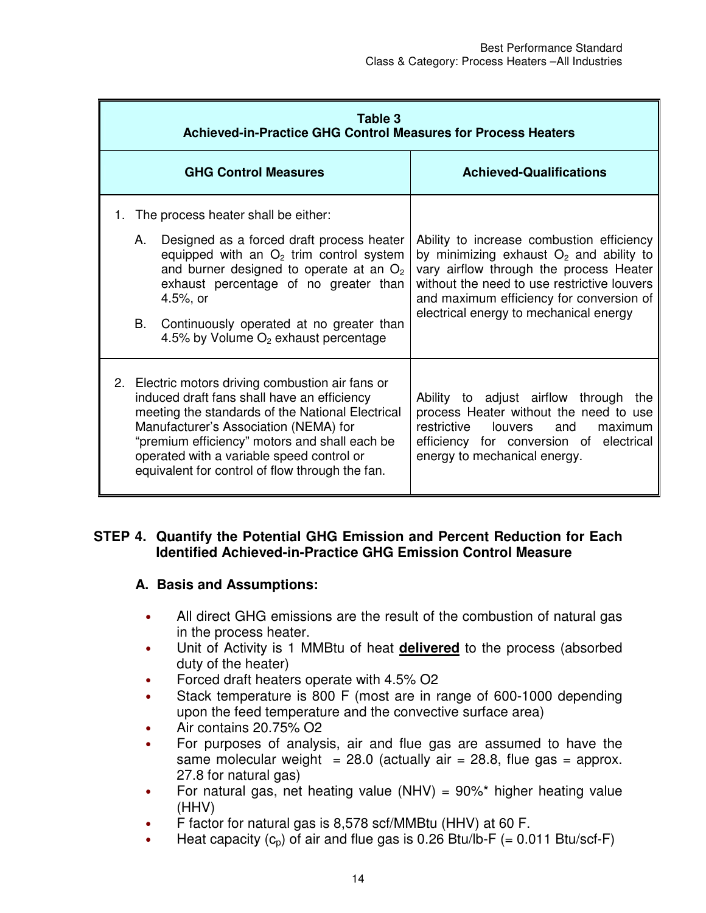| Table 3<br>Achieved-in-Practice GHG Control Measures for Process Heaters | |
|---|---|
| **GHG Control Measures** | **Achieved-Qualifications** |
| 1. The process heater shall be either:<br>A. Designed as a forced draft process heater equipped with an $O_2$ trim control system and burner designed to operate at an $O_2$ exhaust percentage of no greater than 4.5%, or<br>B. Continuously operated at no greater than 4.5% by Volume $O_2$ exhaust percentage | Ability to increase combustion efficiency by minimizing exhaust $O_2$ and ability to vary airflow through the process Heater without the need to use restrictive louvers and maximum efficiency for conversion of electrical energy to mechanical energy |
| 2. Electric motors driving combustion air fans or induced draft fans shall have an efficiency meeting the standards of the National Electrical Manufacturer's Association (NEMA) for "premium efficiency" motors and shall each be operated with a variable speed control or equivalent for control of flow through the fan. | Ability to adjust airflow through the process Heater without the need to use restrictive louvers and maximum efficiency for conversion of electrical energy to mechanical energy. |

## STEP 4. Quantify the Potential GHG Emission and Percent Reduction for Each Identified Achieved-in-Practice GHG Emission Control Measure

### A. Basis and Assumptions:

- All direct GHG emissions are the result of the combustion of natural gas in the process heater.
- Unit of Activity is 1 MMBtu of heat **delivered** to the process (absorbed duty of the heater)
- Forced draft heaters operate with 4.5% O2
- Stack temperature is 800 F (most are in range of 600-1000 depending upon the feed temperature and the convective surface area)
- Air contains 20.75% O2
- For purposes of analysis, air and flue gas are assumed to have the same molecular weight = 28.0 (actually air = 28.8, flue gas = approx. 27.8 for natural gas)
- For natural gas, net heating value (NHV) = 90%* higher heating value (HHV)
- F factor for natural gas is 8,578 scf/MMBtu (HHV) at 60 F.
- Heat capacity ($c_p$) of air and flue gas is 0.26 Btu/lb-F (= 0.011 Btu/scf-F)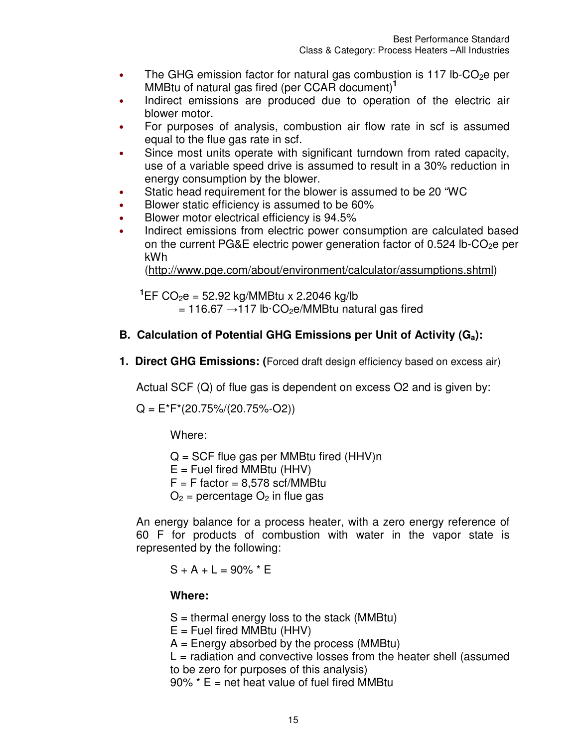- The GHG emission factor for natural gas combustion is 117 lb-$CO_2$e per MMBtu of natural gas fired (per CCAR document)[1]
- Indirect emissions are produced due to operation of the electric air blower motor.
- For purposes of analysis, combustion air flow rate in scf is assumed equal to the flue gas rate in scf.
- Since most units operate with significant turndown from rated capacity, use of a variable speed drive is assumed to result in a 30% reduction in energy consumption by the blower.
- Static head requirement for the blower is assumed to be 20 "WC
- Blower static efficiency is assumed to be 60%
- Blower motor electrical efficiency is 94.5%
- Indirect emissions from electric power consumption are calculated based on the current PG&E electric power generation factor of 0.524 lb-$CO_2$e per kWh (http://www.pge.com/about/environment/calculator/assumptions.shtml)

[1]EF $CO_2$e = 52.92 kg/MMBtu x 2.2046 kg/lb
= 116.67 →117 lb·$CO_2$e/MMBtu natural gas fired

## B. Calculation of Potential GHG Emissions per Unit of Activity ($G_a$):

### 1. Direct GHG Emissions: (Forced draft design efficiency based on excess air)

Actual SCF (Q) of flue gas is dependent on excess O2 and is given by:

Q = E*F*(20.75%/(20.75%-O2))

Where:

Q = SCF flue gas per MMBtu fired (HHV)n
E = Fuel fired MMBtu (HHV)
F = F factor = 8,578 scf/MMBtu
$O_2$ = percentage $O_2$ in flue gas

An energy balance for a process heater, with a zero energy reference of 60 F for products of combustion with water in the vapor state is represented by the following:

S + A + L = 90% * E

**Where:**

S = thermal energy loss to the stack (MMBtu)
E = Fuel fired MMBtu (HHV)
A = Energy absorbed by the process (MMBtu)
L = radiation and convective losses from the heater shell (assumed to be zero for purposes of this analysis)
90% * E = net heat value of fuel fired MMBtu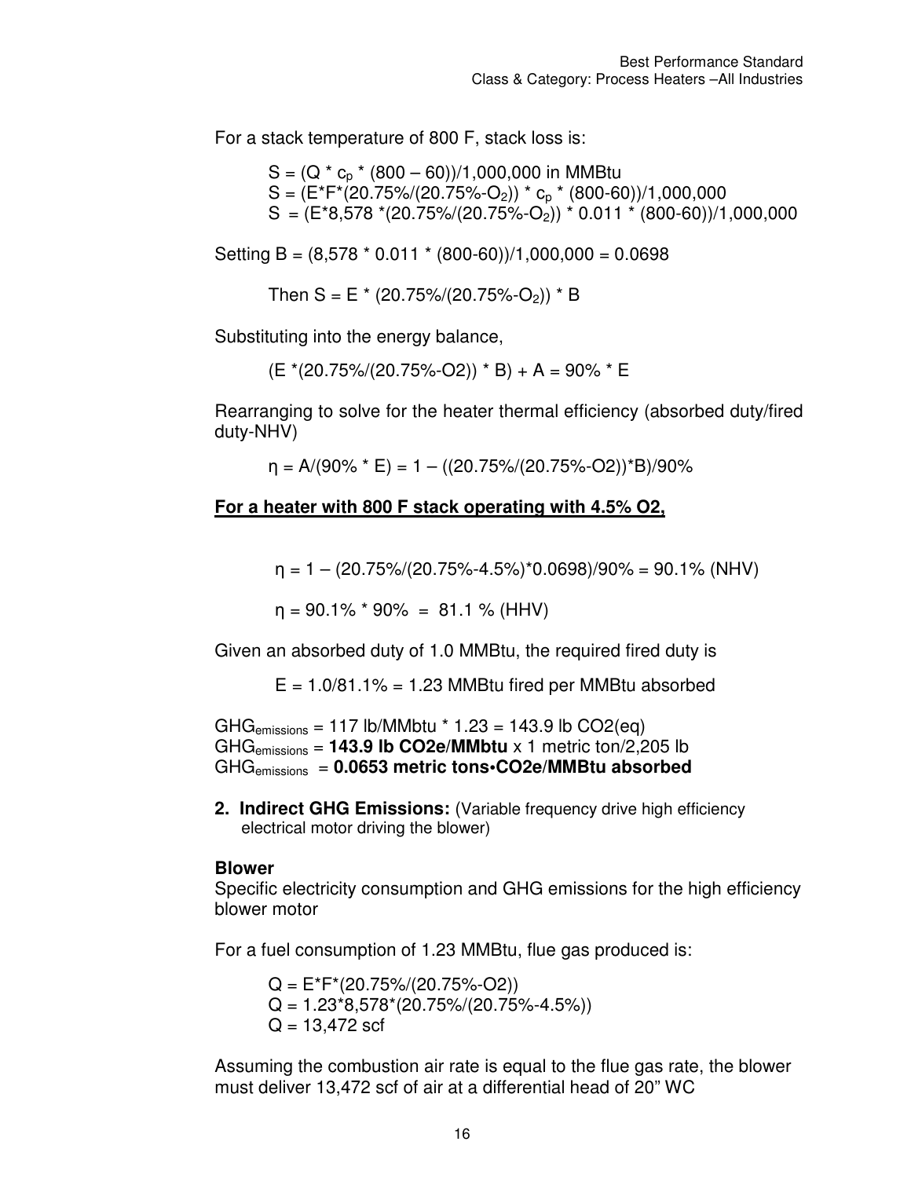For a stack temperature of 800 F, stack loss is:

$$S = (Q * c_p * (800 - 60))/1{,}000{,}000 \text{ in MMBtu}$$
$$S = (E*F*(20.75\%/(20.75\%-O_2)) * c_p * (800-60))/1{,}000{,}000$$
$$S = (E*8{,}578 *(20.75\%/(20.75\%-O_2)) * 0.011 * (800-60))/1{,}000{,}000$$

Setting $B = (8{,}578 * 0.011 * (800-60))/1{,}000{,}000 = 0.0698$

$$\text{Then } S = E * (20.75\%/(20.75\%-O_2)) * B$$

Substituting into the energy balance,

$$(E *(20.75\%/(20.75\%-O2)) * B) + A = 90\% * E$$

Rearranging to solve for the heater thermal efficiency (absorbed duty/fired duty-NHV)

$$\eta = A/(90\% * E) = 1 - ((20.75\%/(20.75\%-O2))*B)/90\%$$

**<u>For a heater with 800 F stack operating with 4.5% O2,</u>**

$$\eta = 1 - (20.75\%/(20.75\%-4.5\%)*0.0698)/90\% = 90.1\% \text{ (NHV)}$$

$$\eta = 90.1\% * 90\% = 81.1\% \text{ (HHV)}$$

Given an absorbed duty of 1.0 MMBtu, the required fired duty is

$$E = 1.0/81.1\% = 1.23 \text{ MMBtu fired per MMBtu absorbed}$$

$GHG_{emissions}$ = 117 lb/MMbtu * 1.23 = 143.9 lb CO2(eq)
$GHG_{emissions}$ = **143.9 lb CO2e/MMbtu** x 1 metric ton/2,205 lb
$GHG_{emissions}$ = **0.0653 metric tons•CO2e/MMBtu absorbed**

**2. Indirect GHG Emissions:** (Variable frequency drive high efficiency electrical motor driving the blower)

**Blower**
Specific electricity consumption and GHG emissions for the high efficiency blower motor

For a fuel consumption of 1.23 MMBtu, flue gas produced is:

$$Q = E*F*(20.75\%/(20.75\%-O2))$$
$$Q = 1.23*8{,}578*(20.75\%/(20.75\%-4.5\%))$$
$$Q = 13{,}472 \text{ scf}$$

Assuming the combustion air rate is equal to the flue gas rate, the blower must deliver 13,472 scf of air at a differential head of 20" WC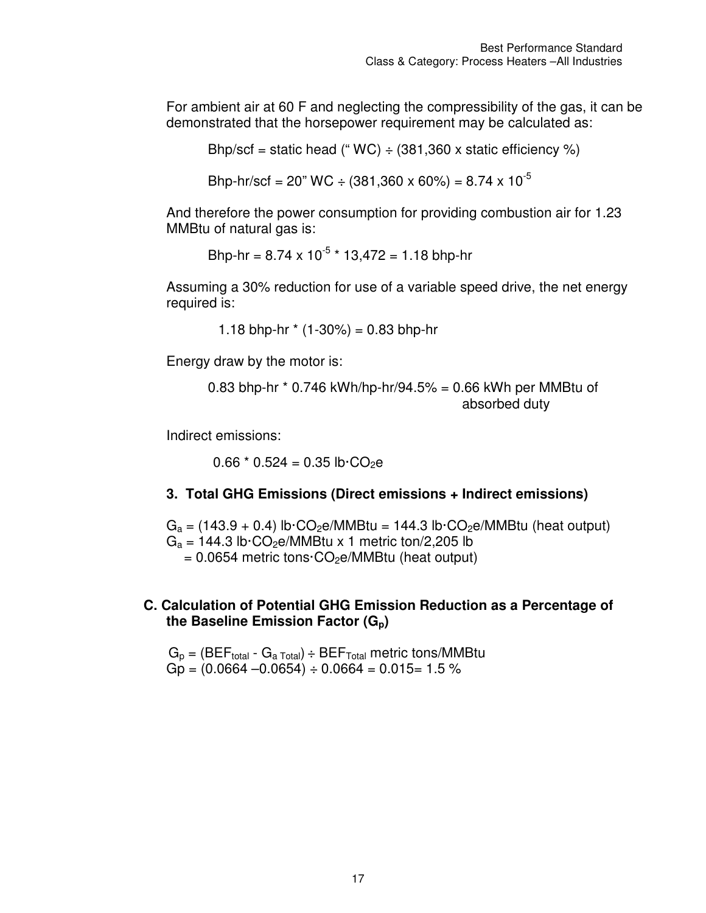For ambient air at 60 F and neglecting the compressibility of the gas, it can be demonstrated that the horsepower requirement may be calculated as:

Bhp/scf = static head (" WC) ÷ (381,360 x static efficiency %)

Bhp-hr/scf = 20" WC ÷ (381,360 x 60%) = 8.74 x $10^{-5}$

And therefore the power consumption for providing combustion air for 1.23 MMBtu of natural gas is:

Bhp-hr = 8.74 x $10^{-5}$ * 13,472 = 1.18 bhp-hr

Assuming a 30% reduction for use of a variable speed drive, the net energy required is:

1.18 bhp-hr * (1-30%) = 0.83 bhp-hr

Energy draw by the motor is:

0.83 bhp-hr * 0.746 kWh/hp-hr/94.5% = 0.66 kWh per MMBtu of absorbed duty

Indirect emissions:

0.66 * 0.524 = 0.35 lb·$CO_2$e

**3. Total GHG Emissions (Direct emissions + Indirect emissions)**

$G_a$ = (143.9 + 0.4) lb·$CO_2$e/MMBtu = 144.3 lb·$CO_2$e/MMBtu (heat output)
$G_a$ = 144.3 lb·$CO_2$e/MMBtu x 1 metric ton/2,205 lb
= 0.0654 metric tons·$CO_2$e/MMBtu (heat output)

**C. Calculation of Potential GHG Emission Reduction as a Percentage of the Baseline Emission Factor ($G_p$)**

$G_p$ = ($BEF_{total}$ - $G_{a\ Total}$) ÷ $BEF_{Total}$ metric tons/MMBtu
Gp = (0.0664 –0.0654) ÷ 0.0664 = 0.015= 1.5 %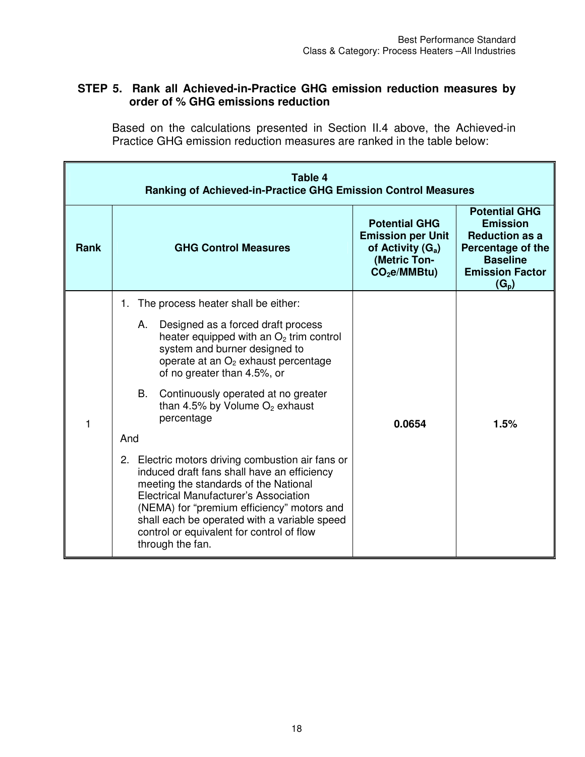### STEP 5. Rank all Achieved-in-Practice GHG emission reduction measures by order of % GHG emissions reduction

Based on the calculations presented in Section II.4 above, the Achieved-in Practice GHG emission reduction measures are ranked in the table below:

**Table 4**
**Ranking of Achieved-in-Practice GHG Emission Control Measures**

| Rank | GHG Control Measures | Potential GHG Emission per Unit of Activity ($G_a$) (Metric Ton-$CO_2$e/MMBtu) | Potential GHG Emission Reduction as a Percentage of the Baseline Emission Factor ($G_p$) |
|---|---|---|---|
| 1 | 1. The process heater shall be either:<br>A. Designed as a forced draft process heater equipped with an $O_2$ trim control system and burner designed to operate at an $O_2$ exhaust percentage of no greater than 4.5%, or<br>B. Continuously operated at no greater than 4.5% by Volume $O_2$ exhaust percentage<br>And<br>2. Electric motors driving combustion air fans or induced draft fans shall have an efficiency meeting the standards of the National Electrical Manufacturer's Association (NEMA) for "premium efficiency" motors and shall each be operated with a variable speed control or equivalent for control of flow through the fan. | **0.0654** | **1.5%** |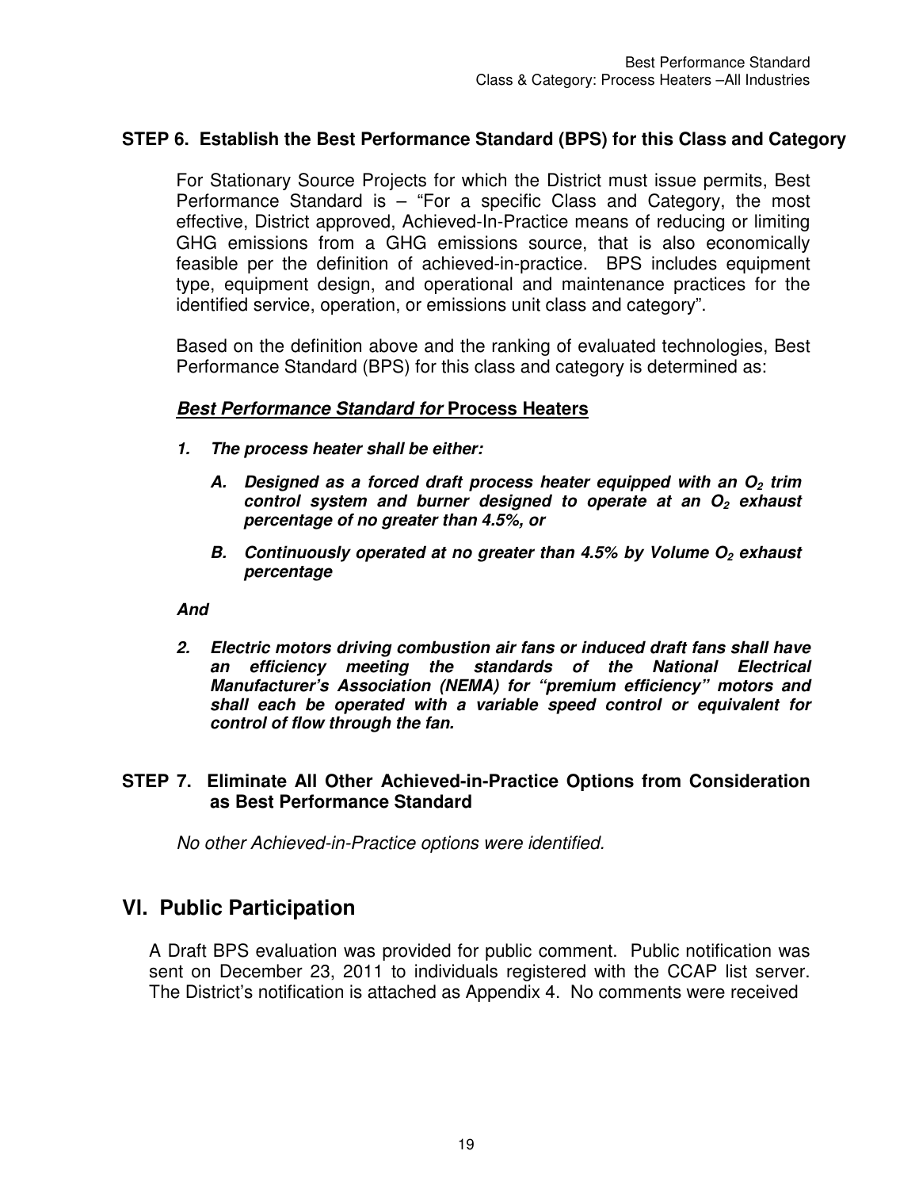### STEP 6. Establish the Best Performance Standard (BPS) for this Class and Category

For Stationary Source Projects for which the District must issue permits, Best Performance Standard is – "For a specific Class and Category, the most effective, District approved, Achieved-In-Practice means of reducing or limiting GHG emissions from a GHG emissions source, that is also economically feasible per the definition of achieved-in-practice. BPS includes equipment type, equipment design, and operational and maintenance practices for the identified service, operation, or emissions unit class and category".

Based on the definition above and the ranking of evaluated technologies, Best Performance Standard (BPS) for this class and category is determined as:

***Best Performance Standard for* Process Heaters**

***1. The process heater shall be either:***

- ***A. Designed as a forced draft process heater equipped with an $O_2$ trim control system and burner designed to operate at an $O_2$ exhaust percentage of no greater than 4.5%, or***
- ***B. Continuously operated at no greater than 4.5% by Volume $O_2$ exhaust percentage***

***And***

***2. Electric motors driving combustion air fans or induced draft fans shall have an efficiency meeting the standards of the National Electrical Manufacturer's Association (NEMA) for "premium efficiency" motors and shall each be operated with a variable speed control or equivalent for control of flow through the fan.***

### STEP 7. Eliminate All Other Achieved-in-Practice Options from Consideration as Best Performance Standard

*No other Achieved-in-Practice options were identified.*

## VI. Public Participation

A Draft BPS evaluation was provided for public comment. Public notification was sent on December 23, 2011 to individuals registered with the CCAP list server. The District's notification is attached as Appendix 4. No comments were received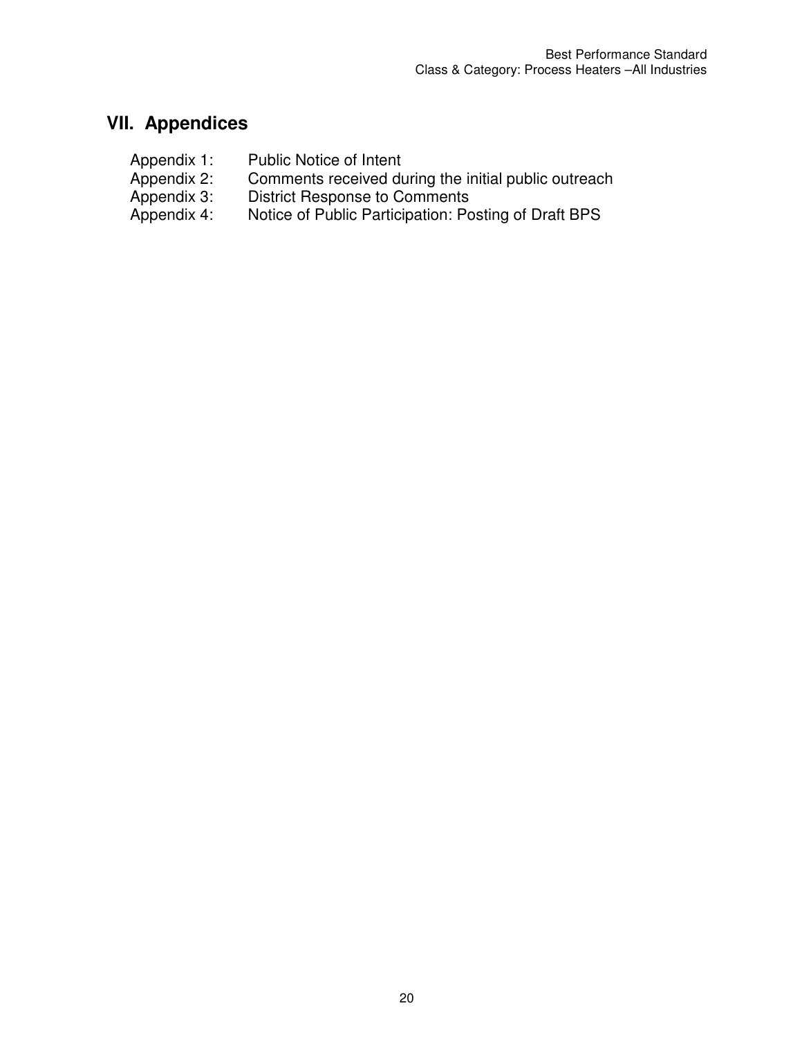## VII. Appendices

Appendix 1: Public Notice of Intent
Appendix 2: Comments received during the initial public outreach
Appendix 3: District Response to Comments
Appendix 4: Notice of Public Participation: Posting of Draft BPS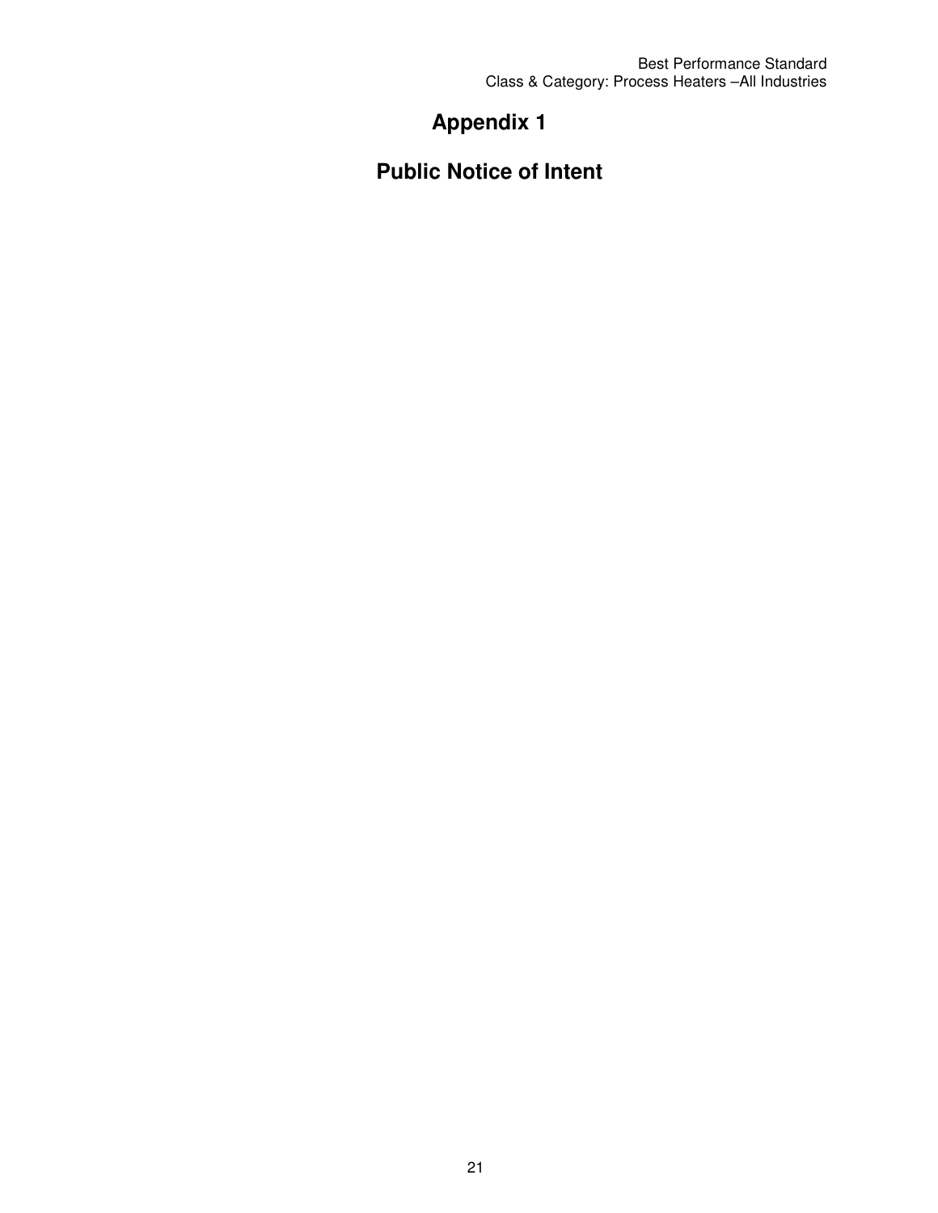# Appendix 1

# Public Notice of Intent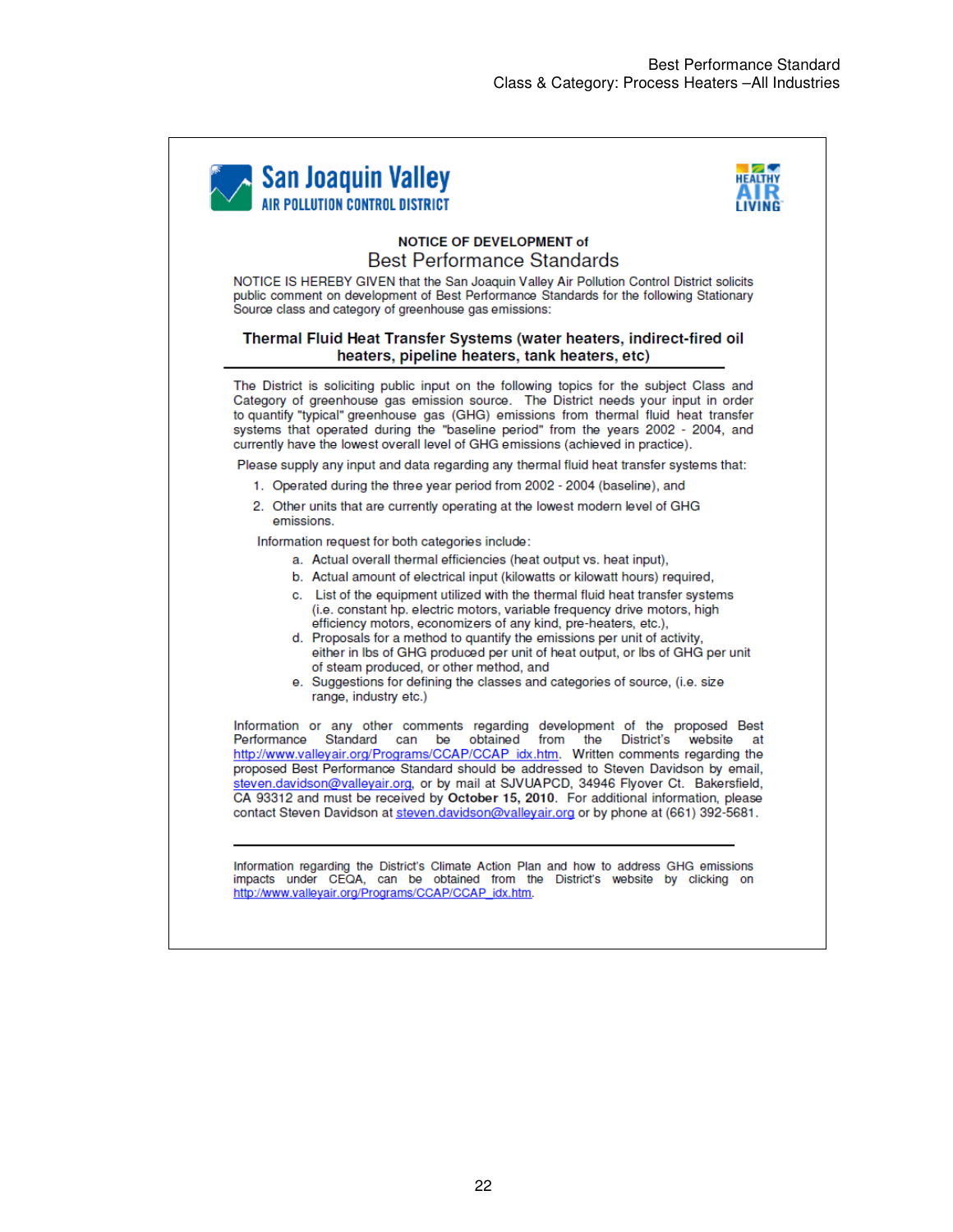San Joaquin Valley
AIR POLLUTION CONTROL DISTRICT

HEALTHY AIR LIVING

**NOTICE OF DEVELOPMENT of**

## Best Performance Standards

NOTICE IS HEREBY GIVEN that the San Joaquin Valley Air Pollution Control District solicits public comment on development of Best Performance Standards for the following Stationary Source class and category of greenhouse gas emissions:

### Thermal Fluid Heat Transfer Systems (water heaters, indirect-fired oil heaters, pipeline heaters, tank heaters, etc)

The District is soliciting public input on the following topics for the subject Class and Category of greenhouse gas emission source. The District needs your input in order to quantify "typical" greenhouse gas (GHG) emissions from thermal fluid heat transfer systems that operated during the "baseline period" from the years 2002 - 2004, and currently have the lowest overall level of GHG emissions (achieved in practice).

Please supply any input and data regarding any thermal fluid heat transfer systems that:

1. Operated during the three year period from 2002 - 2004 (baseline), and
2. Other units that are currently operating at the lowest modern level of GHG emissions.

Information request for both categories include:

a. Actual overall thermal efficiencies (heat output vs. heat input),
b. Actual amount of electrical input (kilowatts or kilowatt hours) required,
c. List of the equipment utilized with the thermal fluid heat transfer systems (i.e. constant hp. electric motors, variable frequency drive motors, high efficiency motors, economizers of any kind, pre-heaters, etc.),
d. Proposals for a method to quantify the emissions per unit of activity, either in lbs of GHG produced per unit of heat output, or lbs of GHG per unit of steam produced, or other method, and
e. Suggestions for defining the classes and categories of source, (i.e. size range, industry etc.)

Information or any other comments regarding development of the proposed Best Performance Standard can be obtained from the District's website at http://www.valleyair.org/Programs/CCAP/CCAP_idx.htm. Written comments regarding the proposed Best Performance Standard should be addressed to Steven Davidson by email, steven.davidson@valleyair.org, or by mail at SJVUAPCD, 34946 Flyover Ct. Bakersfield, CA 93312 and must be received by **October 15, 2010**. For additional information, please contact Steven Davidson at steven.davidson@valleyair.org or by phone at (661) 392-5681.

---

Information regarding the District's Climate Action Plan and how to address GHG emissions impacts under CEQA, can be obtained from the District's website by clicking on http://www.valleyair.org/Programs/CCAP/CCAP_idx.htm.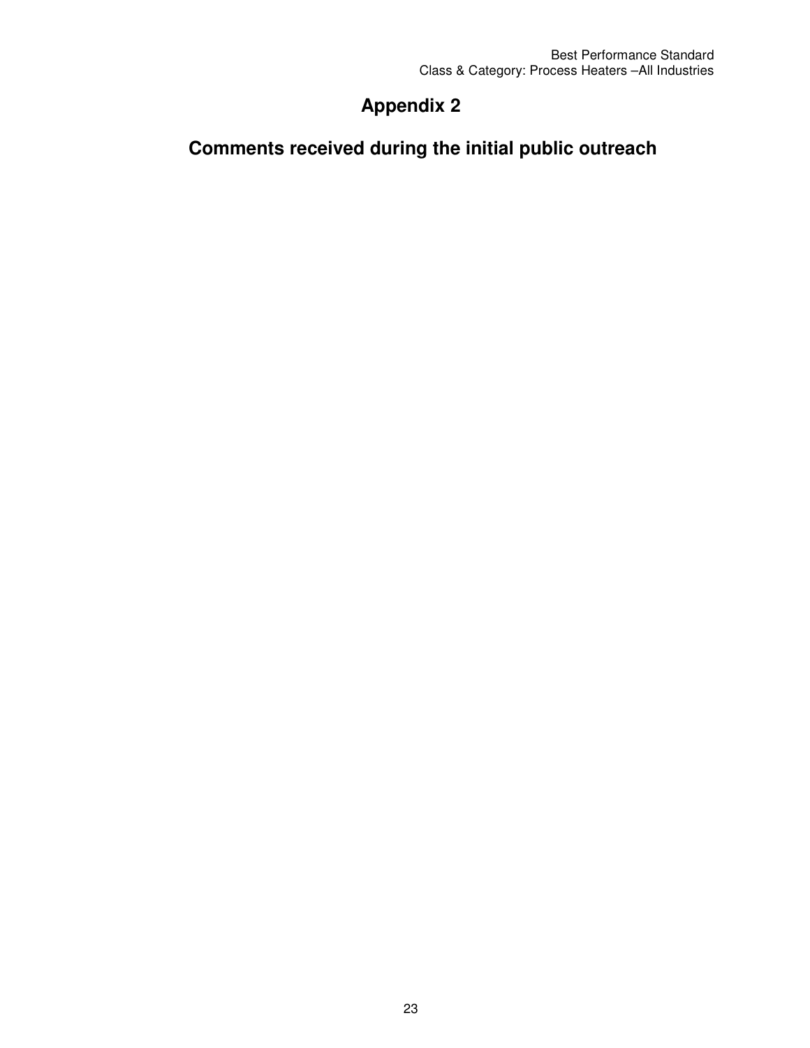# Appendix 2

## Comments received during the initial public outreach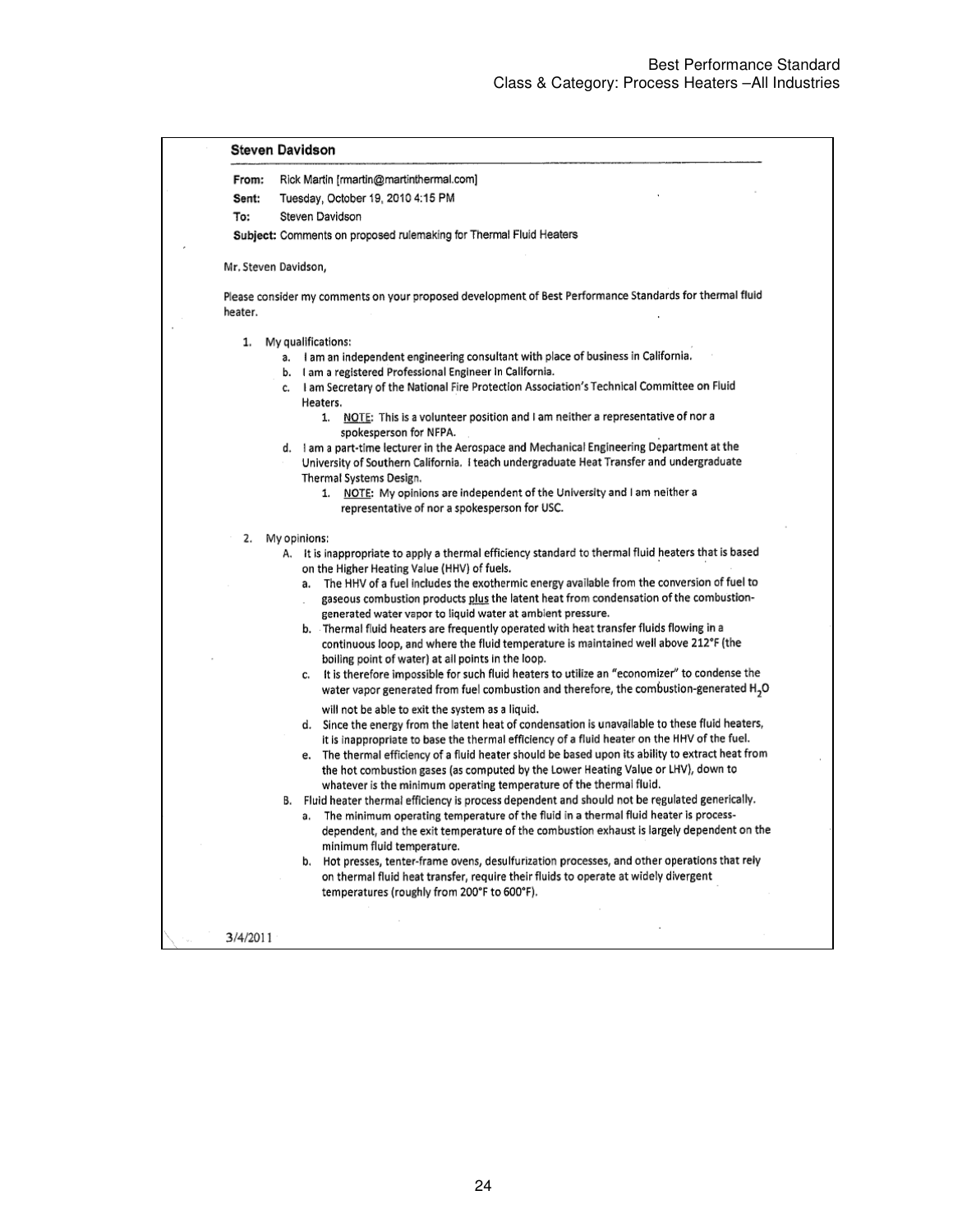**Steven Davidson**

**From:** Rick Martin [rmartin@martinthermal.com]

**Sent:** Tuesday, October 19, 2010 4:15 PM

**To:** Steven Davidson

**Subject:** Comments on proposed rulemaking for Thermal Fluid Heaters

Mr. Steven Davidson,

Please consider my comments on your proposed development of Best Performance Standards for thermal fluid heater.

1. My qualifications:
   a. I am an independent engineering consultant with place of business in California.
   b. I am a registered Professional Engineer in California.
   c. I am Secretary of the National Fire Protection Association's Technical Committee on Fluid Heaters.
      1. NOTE: This is a volunteer position and I am neither a representative of nor a spokesperson for NFPA.
   d. I am a part-time lecturer in the Aerospace and Mechanical Engineering Department at the University of Southern California. I teach undergraduate Heat Transfer and undergraduate Thermal Systems Design.
      1. NOTE: My opinions are independent of the University and I am neither a representative of nor a spokesperson for USC.

2. My opinions:
   A. It is inappropriate to apply a thermal efficiency standard to thermal fluid heaters that is based on the Higher Heating Value (HHV) of fuels.
      a. The HHV of a fuel includes the exothermic energy available from the conversion of fuel to gaseous combustion products plus the latent heat from condensation of the combustion-generated water vapor to liquid water at ambient pressure.
      b. Thermal fluid heaters are frequently operated with heat transfer fluids flowing in a continuous loop, and where the fluid temperature is maintained well above 212°F (the boiling point of water) at all points in the loop.
      c. It is therefore impossible for such fluid heaters to utilize an "economizer" to condense the water vapor generated from fuel combustion and therefore, the combustion-generated $H_2O$ will not be able to exit the system as a liquid.
      d. Since the energy from the latent heat of condensation is unavailable to these fluid heaters, it is inappropriate to base the thermal efficiency of a fluid heater on the HHV of the fuel.
      e. The thermal efficiency of a fluid heater should be based upon its ability to extract heat from the hot combustion gases (as computed by the Lower Heating Value or LHV), down to whatever is the minimum operating temperature of the thermal fluid.
   B. Fluid heater thermal efficiency is process dependent and should not be regulated generically.
      a. The minimum operating temperature of the fluid in a thermal fluid heater is process-dependent, and the exit temperature of the combustion exhaust is largely dependent on the minimum fluid temperature.
      b. Hot presses, tenter-frame ovens, desulfurization processes, and other operations that rely on thermal fluid heat transfer, require their fluids to operate at widely divergent temperatures (roughly from 200°F to 600°F).

3/4/2011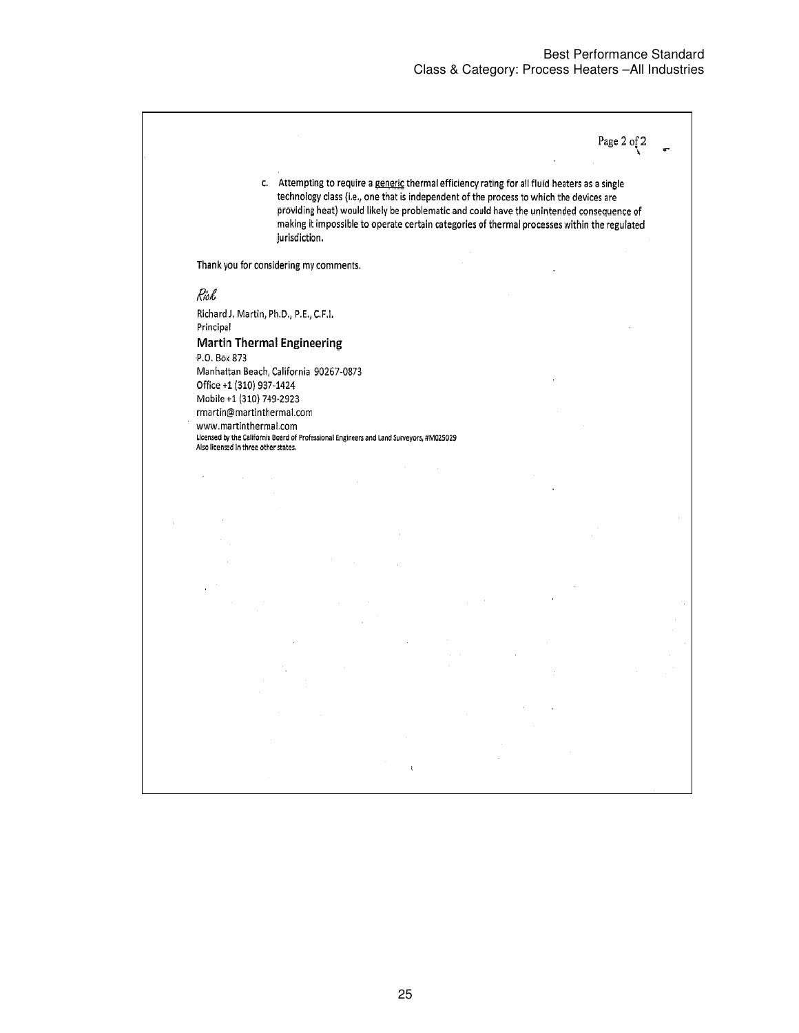c. Attempting to require a generic thermal efficiency rating for all fluid heaters as a single technology class (i.e., one that is independent of the process to which the devices are providing heat) would likely be problematic and could have the unintended consequence of making it impossible to operate certain categories of thermal processes within the regulated jurisdiction.

Thank you for considering my comments.

*Rick*

Richard J. Martin, Ph.D., P.E., C.F.I.
Principal
**Martin Thermal Engineering**
P.O. Box 873
Manhattan Beach, California 90267-0873
Office +1 (310) 937-1424
Mobile +1 (310) 749-2923
rmartin@martinthermal.com
www.martinthermal.com
Licensed by the California Board of Professional Engineers and Land Surveyors, #M025029
Also licensed in three other states.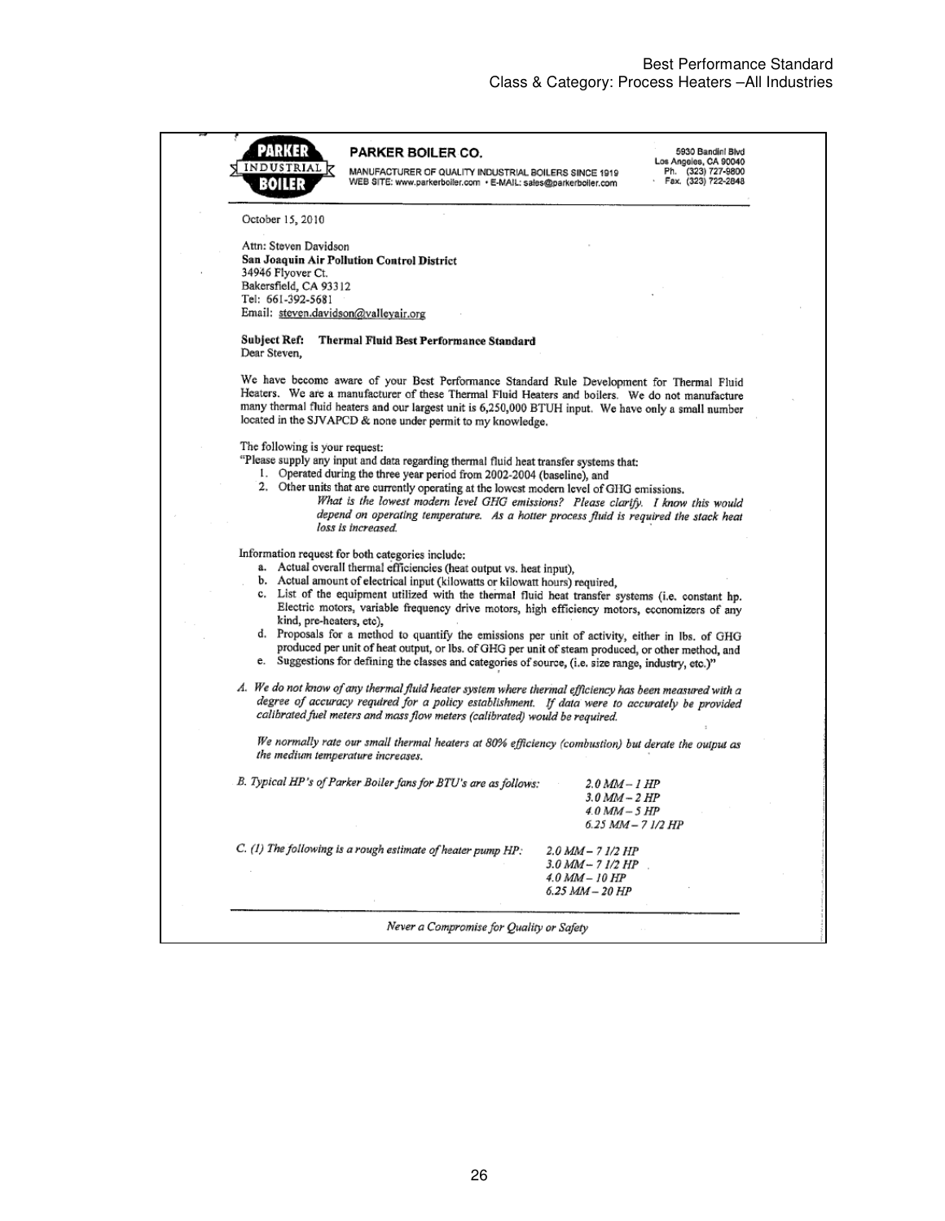PARKER INDUSTRIAL BOILER

**PARKER BOILER CO.**

MANUFACTURER OF QUALITY INDUSTRIAL BOILERS SINCE 1919
WEB SITE: www.parkerboiler.com • E-MAIL: sales@parkerboiler.com

5930 Bandini Blvd
Los Angeles, CA 90040
Ph. (323) 727-9800
Fax. (323) 722-2848

October 15, 2010

Attn: Steven Davidson
**San Joaquin Air Pollution Control District**
34946 Flyover Ct.
Bakersfield, CA 93312
Tel: 661-392-5681
Email: steven.davidson@valleyair.org

**Subject Ref: Thermal Fluid Best Performance Standard**
Dear Steven,

We have become aware of your Best Performance Standard Rule Development for Thermal Fluid Heaters. We are a manufacturer of these Thermal Fluid Heaters and boilers. We do not manufacture many thermal fluid heaters and our largest unit is 6,250,000 BTUH input. We have only a small number located in the SJVAPCD & none under permit to my knowledge.

The following is your request:
"Please supply any input and data regarding thermal fluid heat transfer systems that:

1. Operated during the three year period from 2002-2004 (baseline), and
2. Other units that are currently operating at the lowest modern level of GHG emissions.
   *What is the lowest modern level GHG emissions? Please clarify. I know this would depend on operating temperature. As a hotter process fluid is required the stack heat loss is increased.*

Information request for both categories include:

a. Actual overall thermal efficiencies (heat output vs. heat input),
b. Actual amount of electrical input (kilowatts or kilowatt hours) required,
c. List of the equipment utilized with the thermal fluid heat transfer systems (i.e. constant hp. Electric motors, variable frequency drive motors, high efficiency motors, economizers of any kind, pre-heaters, etc),
d. Proposals for a method to quantify the emissions per unit of activity, either in lbs. of GHG produced per unit of heat output, or lbs. of GHG per unit of steam produced, or other method, and
e. Suggestions for defining the classes and categories of source, (i.e. size range, industry, etc.)"

*A. We do not know of any thermal fluid heater system where thermal efficiency has been measured with a degree of accuracy required for a policy establishment. If data were to accurately be provided calibrated fuel meters and mass flow meters (calibrated) would be required.*

*We normally rate our small thermal heaters at 80% efficiency (combustion) but derate the output as the medium temperature increases.*

*B. Typical HP's of Parker Boiler fans for BTU's are as follows:*

*2.0 MM – 1 HP*
*3.0 MM – 2 HP*
*4.0 MM – 5 HP*
*6.25 MM – 7 1/2 HP*

*C. (1) The following is a rough estimate of heater pump HP:*

*2.0 MM – 7 1/2 HP*
*3.0 MM – 7 1/2 HP*
*4.0 MM – 10 HP*
*6.25 MM – 20 HP*

*Never a Compromise for Quality or Safety*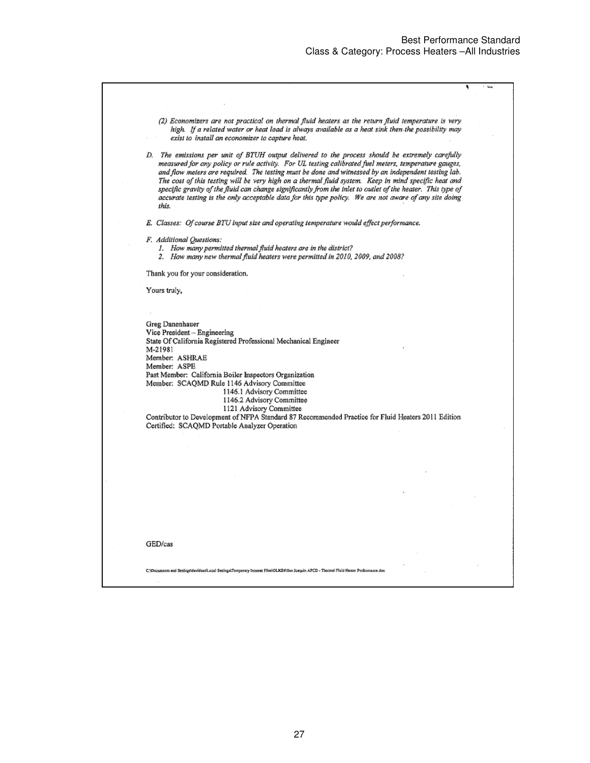*(2) Economizers are not practical on thermal fluid heaters as the return fluid temperature is very high. If a related water or heat load is always available as a heat sink then the possibility may exist to install an economizer to capture heat.*

*D. The emissions per unit of BTUH output delivered to the process should be extremely carefully measured for any policy or rule activity. For UL testing calibrated fuel meters, temperature gauges, and flow meters are required. The testing must be done and witnessed by an independent testing lab. The cost of this testing will be very high on a thermal fluid system. Keep in mind specific heat and specific gravity of the fluid can change significantly from the inlet to outlet of the heater. This type of accurate testing is the only acceptable data for this type policy. We are not aware of any site doing this.*

*E. Classes: Of course BTU input size and operating temperature would effect performance.*

*F. Additional Questions:*

*1. How many permitted thermal fluid heaters are in the district?*

*2. How many new thermal fluid heaters were permitted in 2010, 2009, and 2008?*

Thank you for your consideration.

Yours truly,

Greg Danenhauer
Vice President – Engineering
State Of California Registered Professional Mechanical Engineer
M-21981
Member: ASHRAE
Member: ASPE
Past Member: California Boiler Inspectors Organization
Member: SCAQMD Rule 1146 Advisory Committee
1146.1 Advisory Committee
1146.2 Advisory Committee
1121 Advisory Committee
Contributor to Development of NFPA Standard 87 Recommended Practice for Fluid Heaters 2011 Edition
Certified: SCAQMD Portable Analyzer Operation

GED/cas

C:\Documents and Settings\davidson\Local Settings\Temporary Internet Files\OLKE6\San Joaquin APCD - Thermal Fluid Heater Performance.doc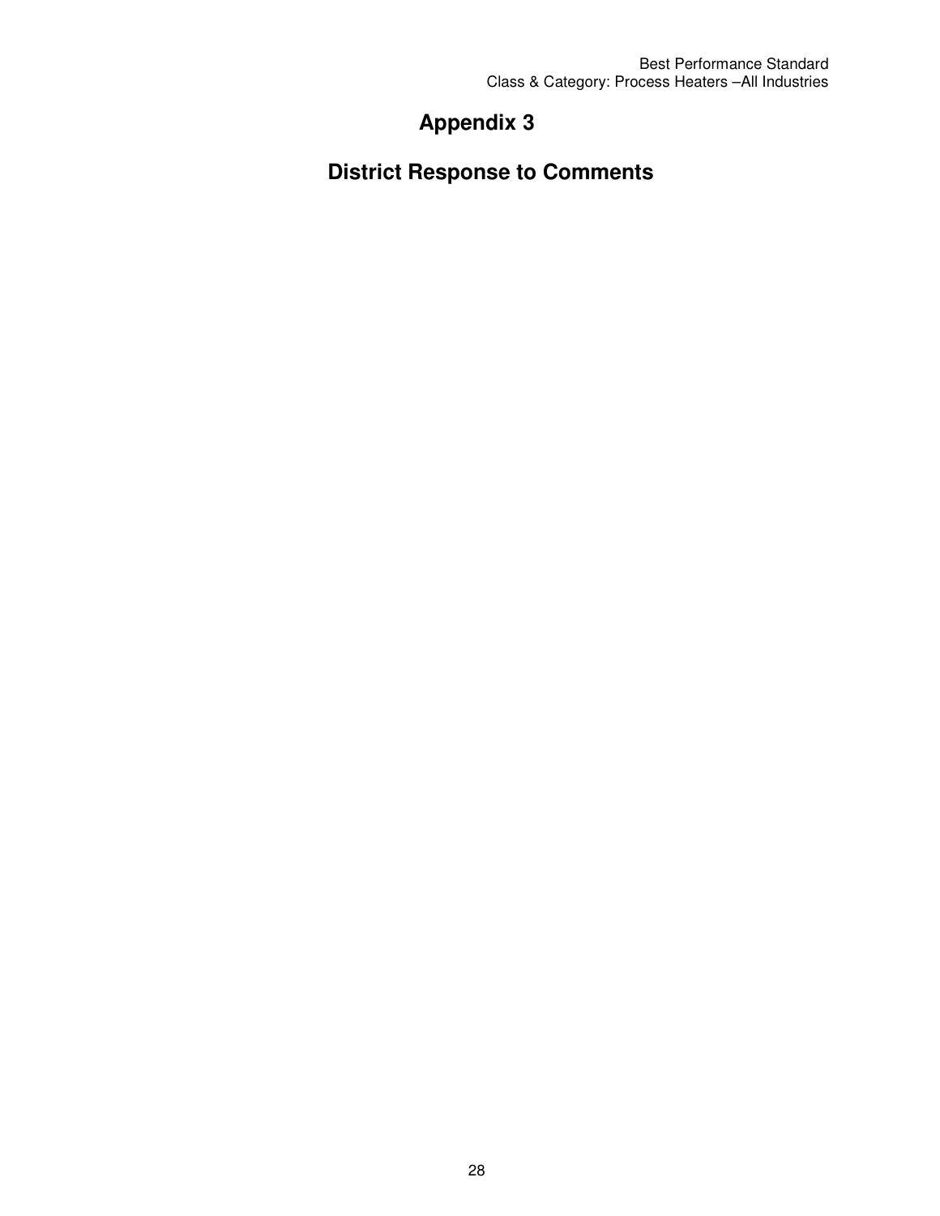# Appendix 3

# District Response to Comments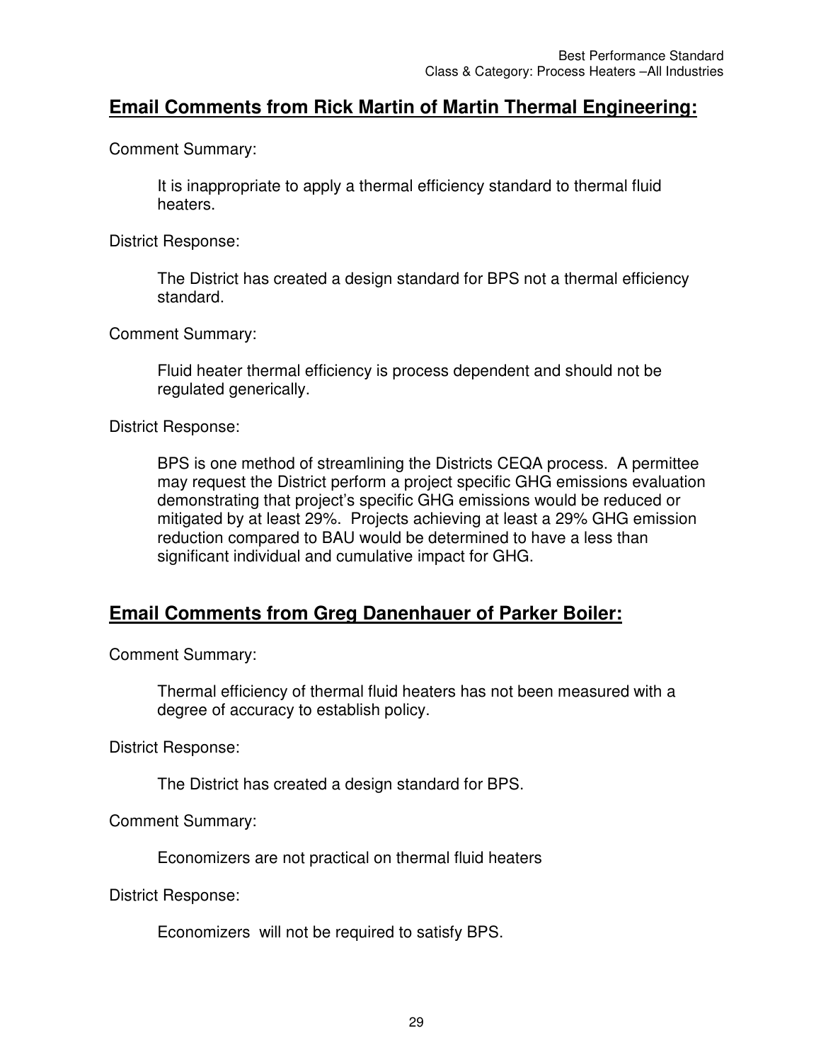## **Email Comments from Rick Martin of Martin Thermal Engineering:**

Comment Summary:

> It is inappropriate to apply a thermal efficiency standard to thermal fluid heaters.

District Response:

> The District has created a design standard for BPS not a thermal efficiency standard.

Comment Summary:

> Fluid heater thermal efficiency is process dependent and should not be regulated generically.

District Response:

> BPS is one method of streamlining the Districts CEQA process. A permittee may request the District perform a project specific GHG emissions evaluation demonstrating that project's specific GHG emissions would be reduced or mitigated by at least 29%. Projects achieving at least a 29% GHG emission reduction compared to BAU would be determined to have a less than significant individual and cumulative impact for GHG.

## **Email Comments from Greg Danenhauer of Parker Boiler:**

Comment Summary:

> Thermal efficiency of thermal fluid heaters has not been measured with a degree of accuracy to establish policy.

District Response:

> The District has created a design standard for BPS.

Comment Summary:

> Economizers are not practical on thermal fluid heaters

District Response:

> Economizers will not be required to satisfy BPS.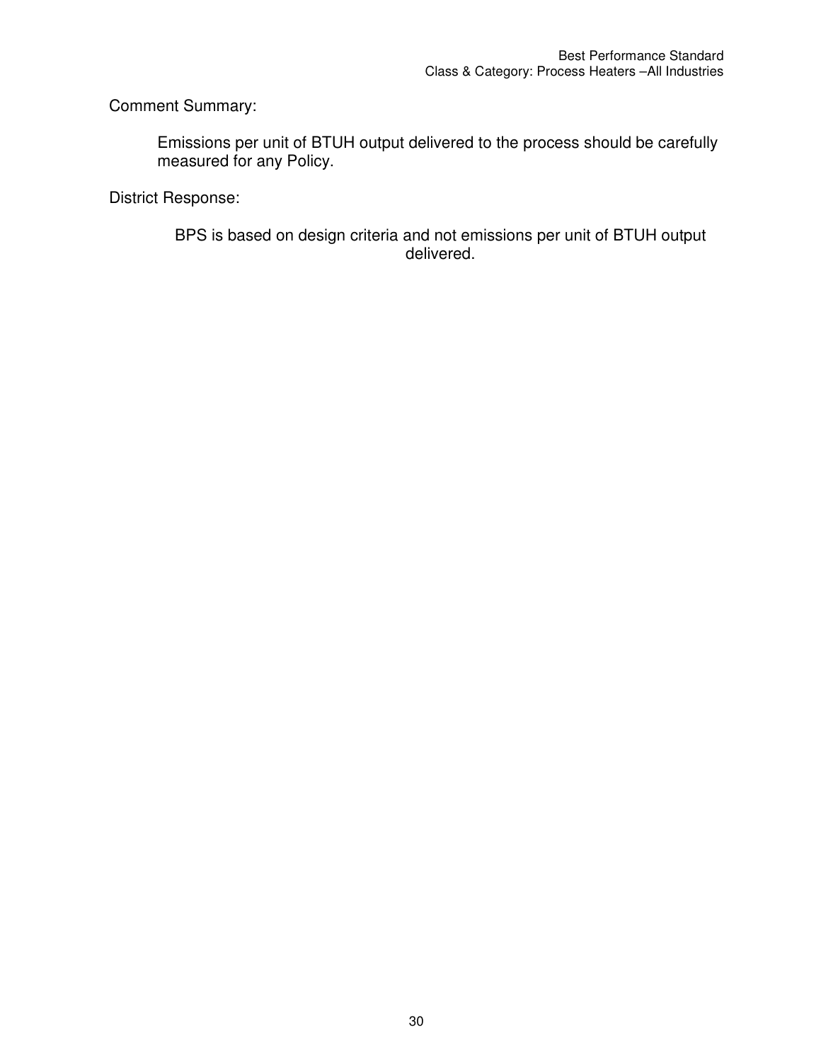Comment Summary:

Emissions per unit of BTUH output delivered to the process should be carefully measured for any Policy.

District Response:

BPS is based on design criteria and not emissions per unit of BTUH output delivered.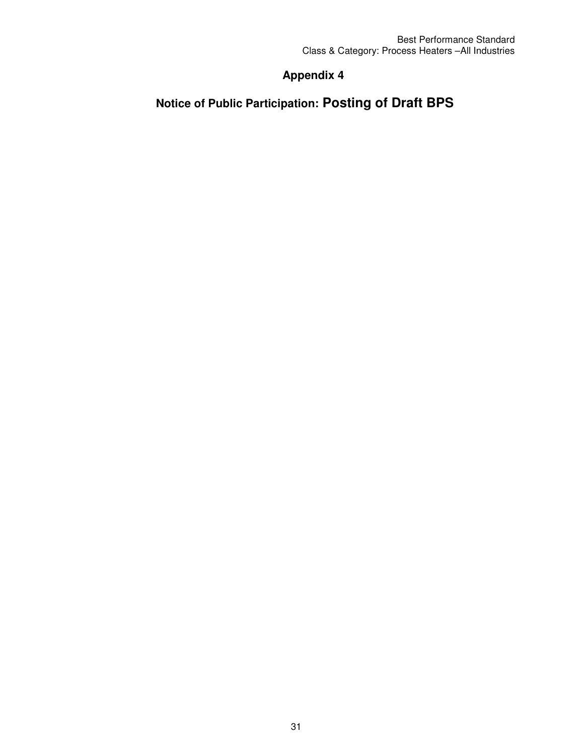# Appendix 4

## Notice of Public Participation: Posting of Draft BPS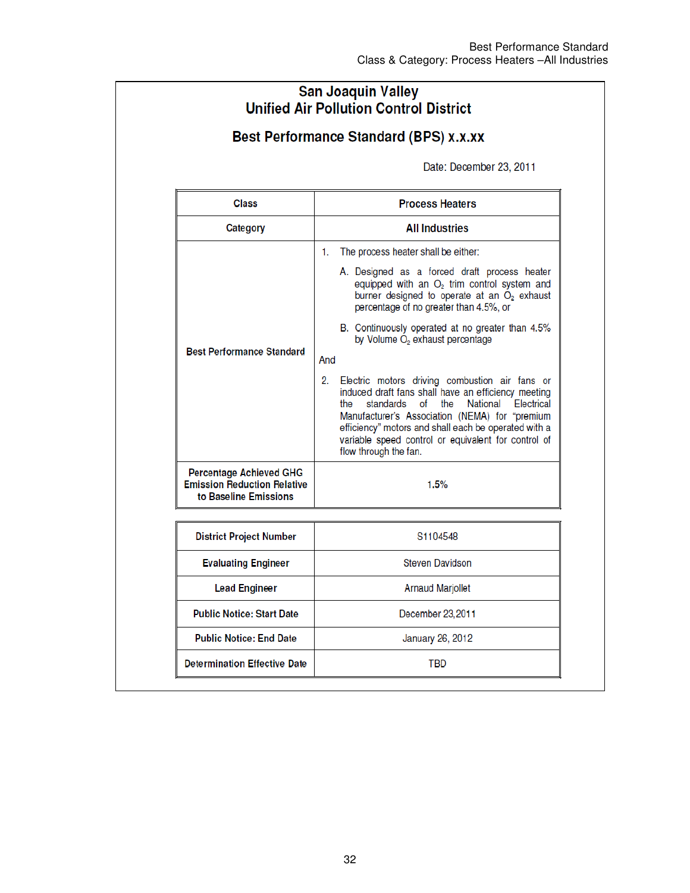# San Joaquin Valley Unified Air Pollution Control District

## Best Performance Standard (BPS) x.x.xx

Date: December 23, 2011

| Class | Process Heaters |
|---|---|
| Category | All Industries |
| Best Performance Standard | 1. The process heater shall be either:<br>A. Designed as a forced draft process heater equipped with an $O_2$ trim control system and burner designed to operate at an $O_2$ exhaust percentage of no greater than 4.5%, or<br>B. Continuously operated at no greater than 4.5% by Volume $O_2$ exhaust percentage<br>And<br>2. Electric motors driving combustion air fans or induced draft fans shall have an efficiency meeting the standards of the National Electrical Manufacturer's Association (NEMA) for "premium efficiency" motors and shall each be operated with a variable speed control or equivalent for control of flow through the fan. |
| Percentage Achieved GHG Emission Reduction Relative to Baseline Emissions | 1.5% |

| | |
|---|---|
| District Project Number | S1104548 |
| Evaluating Engineer | Steven Davidson |
| Lead Engineer | Arnaud Marjollet |
| Public Notice: Start Date | December 23, 2011 |
| Public Notice: End Date | January 26, 2012 |
| Determination Effective Date | TBD |